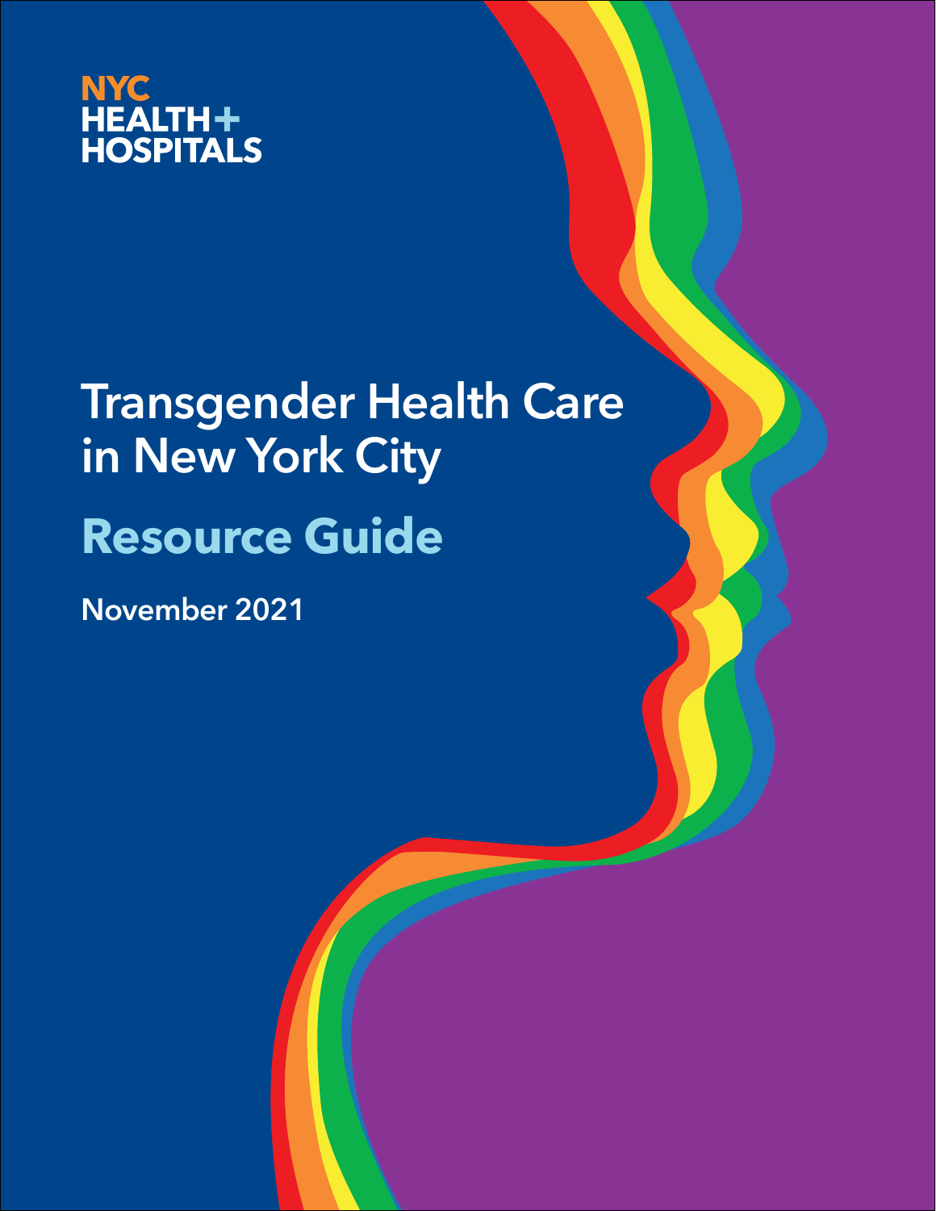NYC
HEALTH+
HOSPITALS

# Transgender Health Care in New York City

## Resource Guide

**November 2021**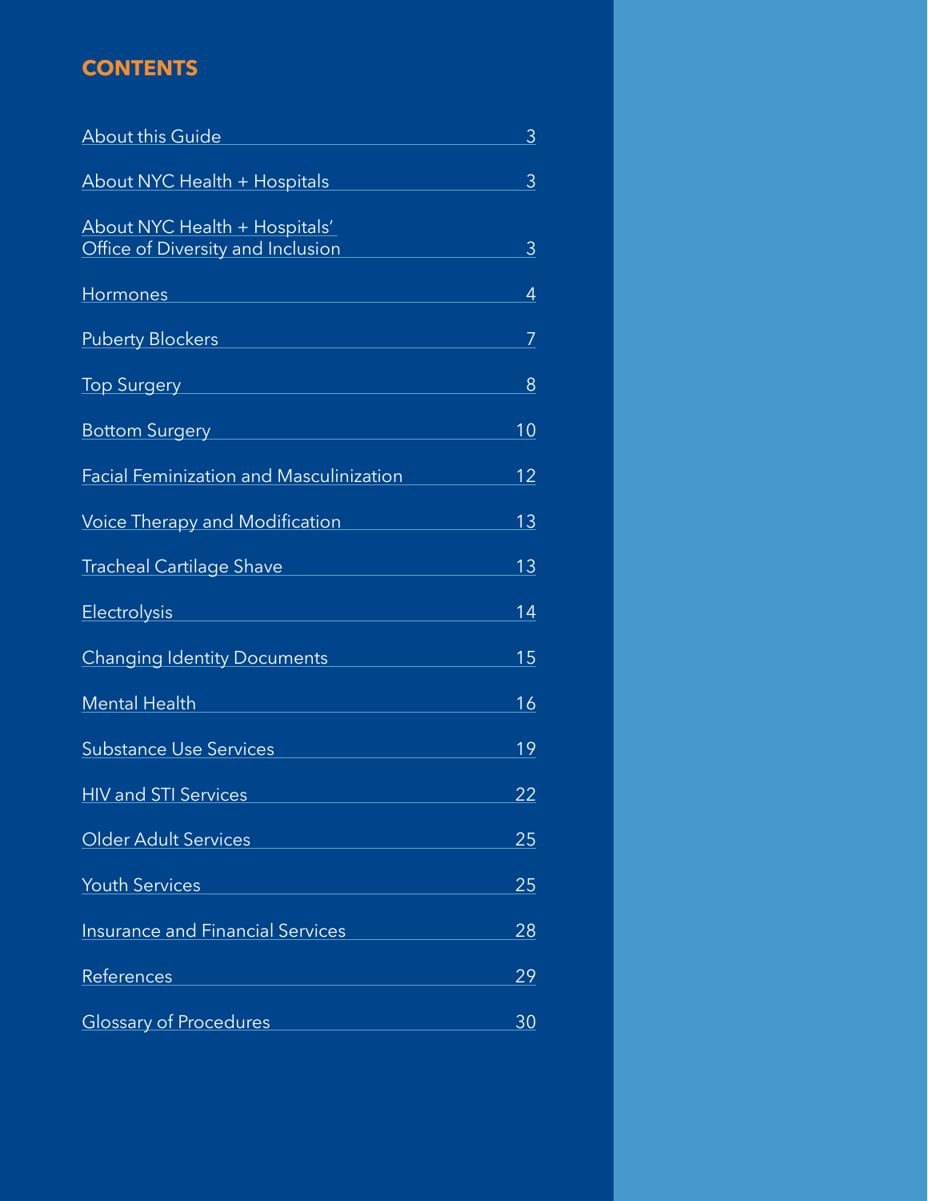## CONTENTS

| | |
|---|---|
| About this Guide | 3 |
| About NYC Health + Hospitals | 3 |
| About NYC Health + Hospitals' Office of Diversity and Inclusion | 3 |
| Hormones | 4 |
| Puberty Blockers | 7 |
| Top Surgery | 8 |
| Bottom Surgery | 10 |
| Facial Feminization and Masculinization | 12 |
| Voice Therapy and Modification | 13 |
| Tracheal Cartilage Shave | 13 |
| Electrolysis | 14 |
| Changing Identity Documents | 15 |
| Mental Health | 16 |
| Substance Use Services | 19 |
| HIV and STI Services | 22 |
| Older Adult Services | 25 |
| Youth Services | 25 |
| Insurance and Financial Services | 28 |
| References | 29 |
| Glossary of Procedures | 30 |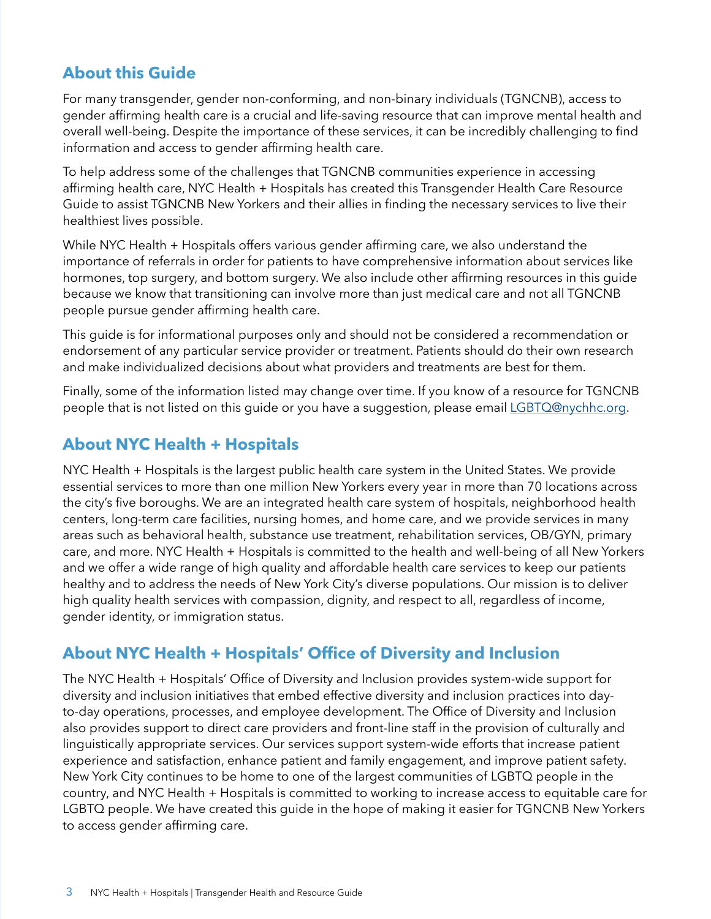## About this Guide

For many transgender, gender non-conforming, and non-binary individuals (TGNCNB), access to gender affirming health care is a crucial and life-saving resource that can improve mental health and overall well-being. Despite the importance of these services, it can be incredibly challenging to find information and access to gender affirming health care.

To help address some of the challenges that TGNCNB communities experience in accessing affirming health care, NYC Health + Hospitals has created this Transgender Health Care Resource Guide to assist TGNCNB New Yorkers and their allies in finding the necessary services to live their healthiest lives possible.

While NYC Health + Hospitals offers various gender affirming care, we also understand the importance of referrals in order for patients to have comprehensive information about services like hormones, top surgery, and bottom surgery. We also include other affirming resources in this guide because we know that transitioning can involve more than just medical care and not all TGNCNB people pursue gender affirming health care.

This guide is for informational purposes only and should not be considered a recommendation or endorsement of any particular service provider or treatment. Patients should do their own research and make individualized decisions about what providers and treatments are best for them.

Finally, some of the information listed may change over time. If you know of a resource for TGNCNB people that is not listed on this guide or you have a suggestion, please email LGBTQ@nychhc.org.

## About NYC Health + Hospitals

NYC Health + Hospitals is the largest public health care system in the United States. We provide essential services to more than one million New Yorkers every year in more than 70 locations across the city's five boroughs. We are an integrated health care system of hospitals, neighborhood health centers, long-term care facilities, nursing homes, and home care, and we provide services in many areas such as behavioral health, substance use treatment, rehabilitation services, OB/GYN, primary care, and more. NYC Health + Hospitals is committed to the health and well-being of all New Yorkers and we offer a wide range of high quality and affordable health care services to keep our patients healthy and to address the needs of New York City's diverse populations. Our mission is to deliver high quality health services with compassion, dignity, and respect to all, regardless of income, gender identity, or immigration status.

## About NYC Health + Hospitals' Office of Diversity and Inclusion

The NYC Health + Hospitals' Office of Diversity and Inclusion provides system-wide support for diversity and inclusion initiatives that embed effective diversity and inclusion practices into day-to-day operations, processes, and employee development. The Office of Diversity and Inclusion also provides support to direct care providers and front-line staff in the provision of culturally and linguistically appropriate services. Our services support system-wide efforts that increase patient experience and satisfaction, enhance patient and family engagement, and improve patient safety. New York City continues to be home to one of the largest communities of LGBTQ people in the country, and NYC Health + Hospitals is committed to working to increase access to equitable care for LGBTQ people. We have created this guide in the hope of making it easier for TGNCNB New Yorkers to access gender affirming care.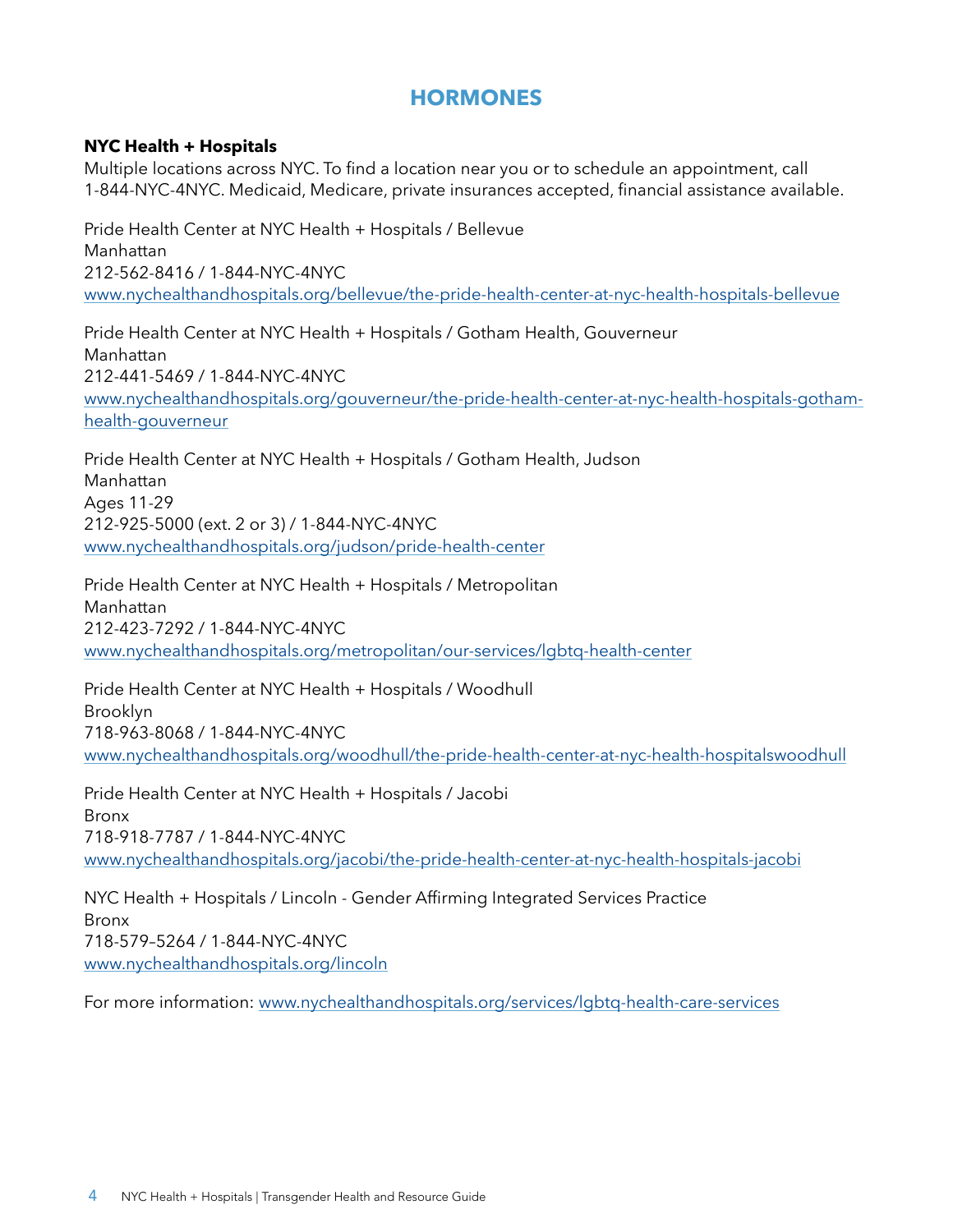# HORMONES

**NYC Health + Hospitals**
Multiple locations across NYC. To find a location near you or to schedule an appointment, call 1-844-NYC-4NYC. Medicaid, Medicare, private insurances accepted, financial assistance available.

Pride Health Center at NYC Health + Hospitals / Bellevue
Manhattan
212-562-8416 / 1-844-NYC-4NYC
www.nychealthandhospitals.org/bellevue/the-pride-health-center-at-nyc-health-hospitals-bellevue

Pride Health Center at NYC Health + Hospitals / Gotham Health, Gouverneur
Manhattan
212-441-5469 / 1-844-NYC-4NYC
www.nychealthandhospitals.org/gouverneur/the-pride-health-center-at-nyc-health-hospitals-gotham-health-gouverneur

Pride Health Center at NYC Health + Hospitals / Gotham Health, Judson
Manhattan
Ages 11-29
212-925-5000 (ext. 2 or 3) / 1-844-NYC-4NYC
www.nychealthandhospitals.org/judson/pride-health-center

Pride Health Center at NYC Health + Hospitals / Metropolitan
Manhattan
212-423-7292 / 1-844-NYC-4NYC
www.nychealthandhospitals.org/metropolitan/our-services/lgbtq-health-center

Pride Health Center at NYC Health + Hospitals / Woodhull
Brooklyn
718-963-8068 / 1-844-NYC-4NYC
www.nychealthandhospitals.org/woodhull/the-pride-health-center-at-nyc-health-hospitalswoodhull

Pride Health Center at NYC Health + Hospitals / Jacobi
Bronx
718-918-7787 / 1-844-NYC-4NYC
www.nychealthandhospitals.org/jacobi/the-pride-health-center-at-nyc-health-hospitals-jacobi

NYC Health + Hospitals / Lincoln - Gender Affirming Integrated Services Practice
Bronx
718-579–5264 / 1-844-NYC-4NYC
www.nychealthandhospitals.org/lincoln

For more information: www.nychealthandhospitals.org/services/lgbtq-health-care-services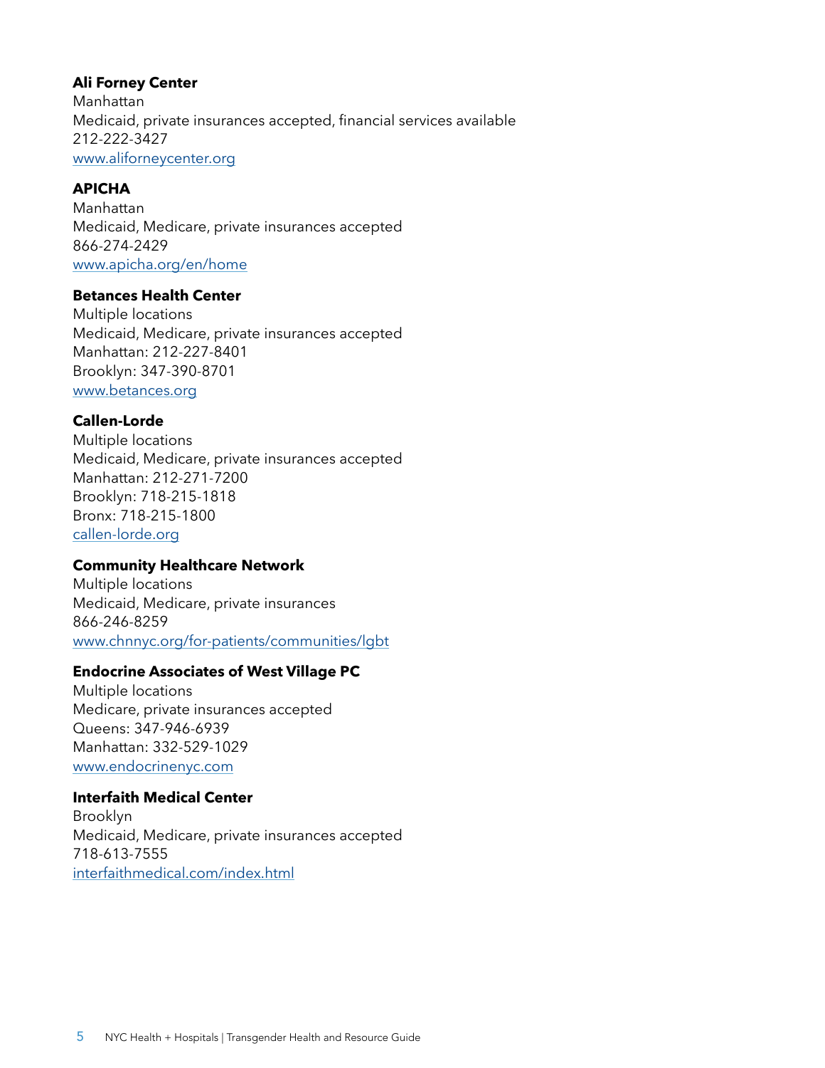**Ali Forney Center**
Manhattan
Medicaid, private insurances accepted, financial services available
212-222-3427
[www.aliforneycenter.org](http://www.aliforneycenter.org)

**APICHA**
Manhattan
Medicaid, Medicare, private insurances accepted
866-274-2429
[www.apicha.org/en/home](http://www.apicha.org/en/home)

**Betances Health Center**
Multiple locations
Medicaid, Medicare, private insurances accepted
Manhattan: 212-227-8401
Brooklyn: 347-390-8701
[www.betances.org](http://www.betances.org)

**Callen-Lorde**
Multiple locations
Medicaid, Medicare, private insurances accepted
Manhattan: 212-271-7200
Brooklyn: 718-215-1818
Bronx: 718-215-1800
[callen-lorde.org](http://callen-lorde.org)

**Community Healthcare Network**
Multiple locations
Medicaid, Medicare, private insurances
866-246-8259
[www.chnnyc.org/for-patients/communities/lgbt](http://www.chnnyc.org/for-patients/communities/lgbt)

**Endocrine Associates of West Village PC**
Multiple locations
Medicare, private insurances accepted
Queens: 347-946-6939
Manhattan: 332-529-1029
[www.endocrinenyc.com](http://www.endocrinenyc.com)

**Interfaith Medical Center**
Brooklyn
Medicaid, Medicare, private insurances accepted
718-613-7555
[interfaithmedical.com/index.html](http://interfaithmedical.com/index.html)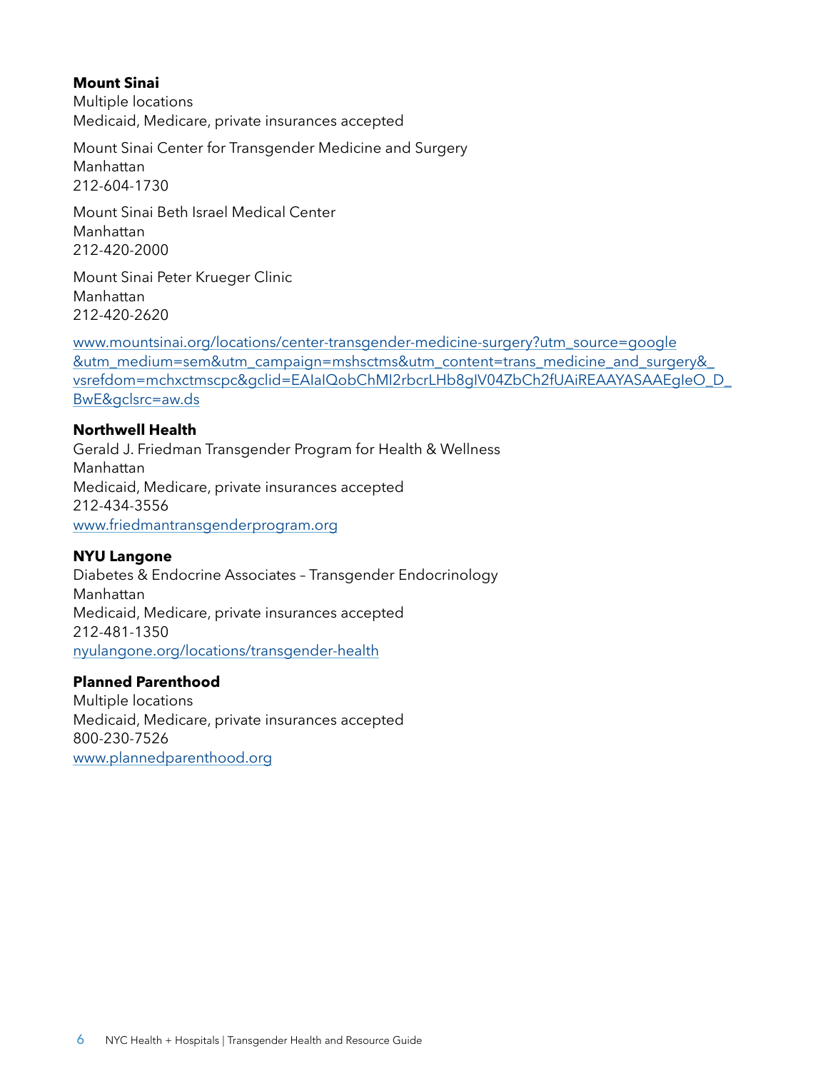**Mount Sinai**
Multiple locations
Medicaid, Medicare, private insurances accepted

Mount Sinai Center for Transgender Medicine and Surgery
Manhattan
212-604-1730

Mount Sinai Beth Israel Medical Center
Manhattan
212-420-2000

Mount Sinai Peter Krueger Clinic
Manhattan
212-420-2620

www.mountsinai.org/locations/center-transgender-medicine-surgery?utm_source=google&utm_medium=sem&utm_campaign=mshsctms&utm_content=trans_medicine_and_surgery&_vsrefdom=mchxctmscpc&gclid=EAIaIQobChMI2rbcrLHb8gIV04ZbCh2fUAiREAAYASAAEgIeO_D_BwE&gclsrc=aw.ds

**Northwell Health**
Gerald J. Friedman Transgender Program for Health & Wellness
Manhattan
Medicaid, Medicare, private insurances accepted
212-434-3556
www.friedmantransgenderprogram.org

**NYU Langone**
Diabetes & Endocrine Associates – Transgender Endocrinology
Manhattan
Medicaid, Medicare, private insurances accepted
212-481-1350
nyulangone.org/locations/transgender-health

**Planned Parenthood**
Multiple locations
Medicaid, Medicare, private insurances accepted
800-230-7526
www.plannedparenthood.org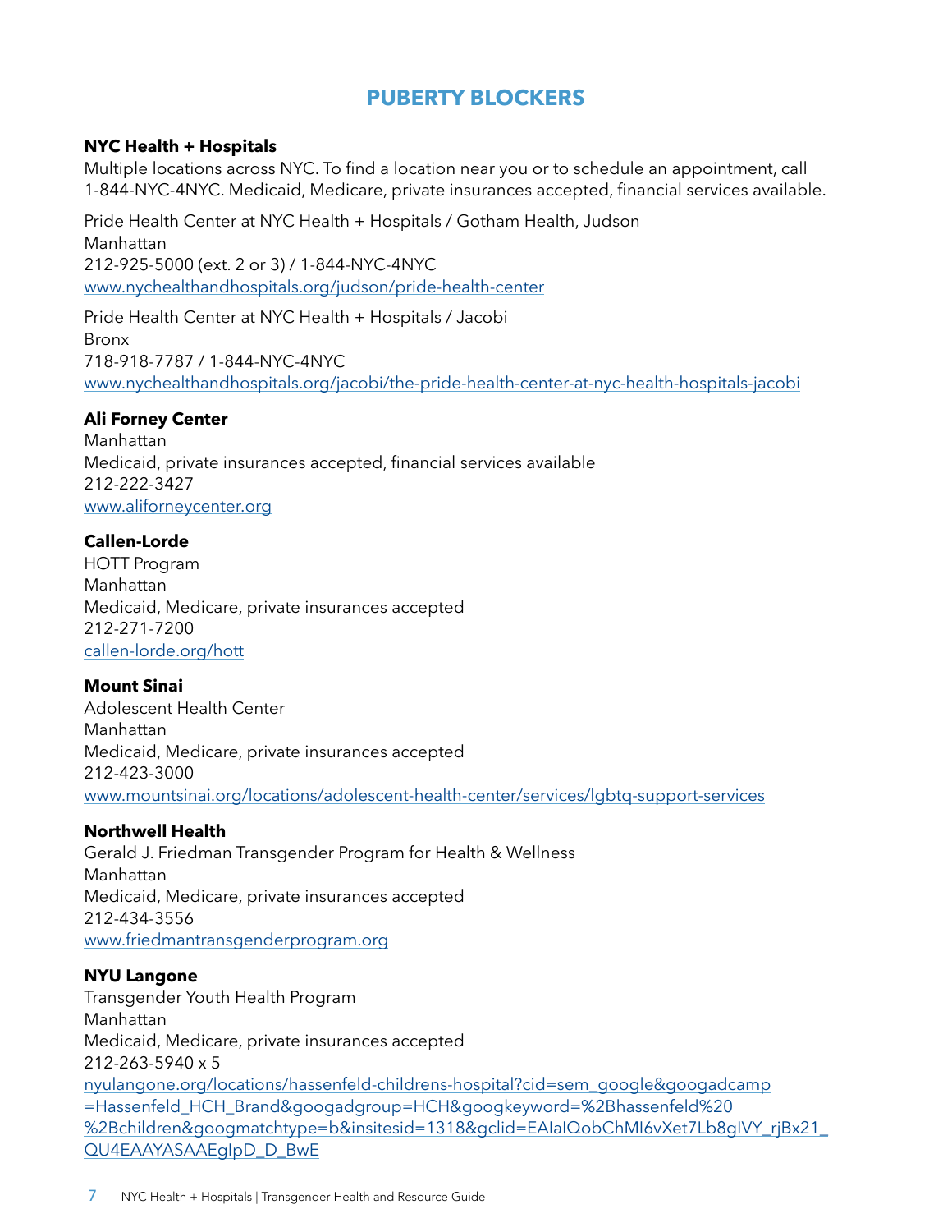# PUBERTY BLOCKERS

**NYC Health + Hospitals**
Multiple locations across NYC. To find a location near you or to schedule an appointment, call 1-844-NYC-4NYC. Medicaid, Medicare, private insurances accepted, financial services available.

Pride Health Center at NYC Health + Hospitals / Gotham Health, Judson
Manhattan
212-925-5000 (ext. 2 or 3) / 1-844-NYC-4NYC
www.nychealthandhospitals.org/judson/pride-health-center

Pride Health Center at NYC Health + Hospitals / Jacobi
Bronx
718-918-7787 / 1-844-NYC-4NYC
www.nychealthandhospitals.org/jacobi/the-pride-health-center-at-nyc-health-hospitals-jacobi

**Ali Forney Center**
Manhattan
Medicaid, private insurances accepted, financial services available
212-222-3427
www.aliforneycenter.org

**Callen-Lorde**
HOTT Program
Manhattan
Medicaid, Medicare, private insurances accepted
212-271-7200
callen-lorde.org/hott

**Mount Sinai**
Adolescent Health Center
Manhattan
Medicaid, Medicare, private insurances accepted
212-423-3000
www.mountsinai.org/locations/adolescent-health-center/services/lgbtq-support-services

**Northwell Health**
Gerald J. Friedman Transgender Program for Health & Wellness
Manhattan
Medicaid, Medicare, private insurances accepted
212-434-3556
www.friedmantransgenderprogram.org

**NYU Langone**
Transgender Youth Health Program
Manhattan
Medicaid, Medicare, private insurances accepted
212-263-5940 x 5
nyulangone.org/locations/hassenfeld-childrens-hospital?cid=sem_google&googadcamp=Hassenfeld_HCH_Brand&googadgroup=HCH&googkeyword=%2Bhassenfeld%20%2Bchildren&googmatchtype=b&insitesid=1318&gclid=EAIaIQobChMI6vXet7Lb8gIVY_rjBx21_QU4EAAYASAAEgIpD_D_BwE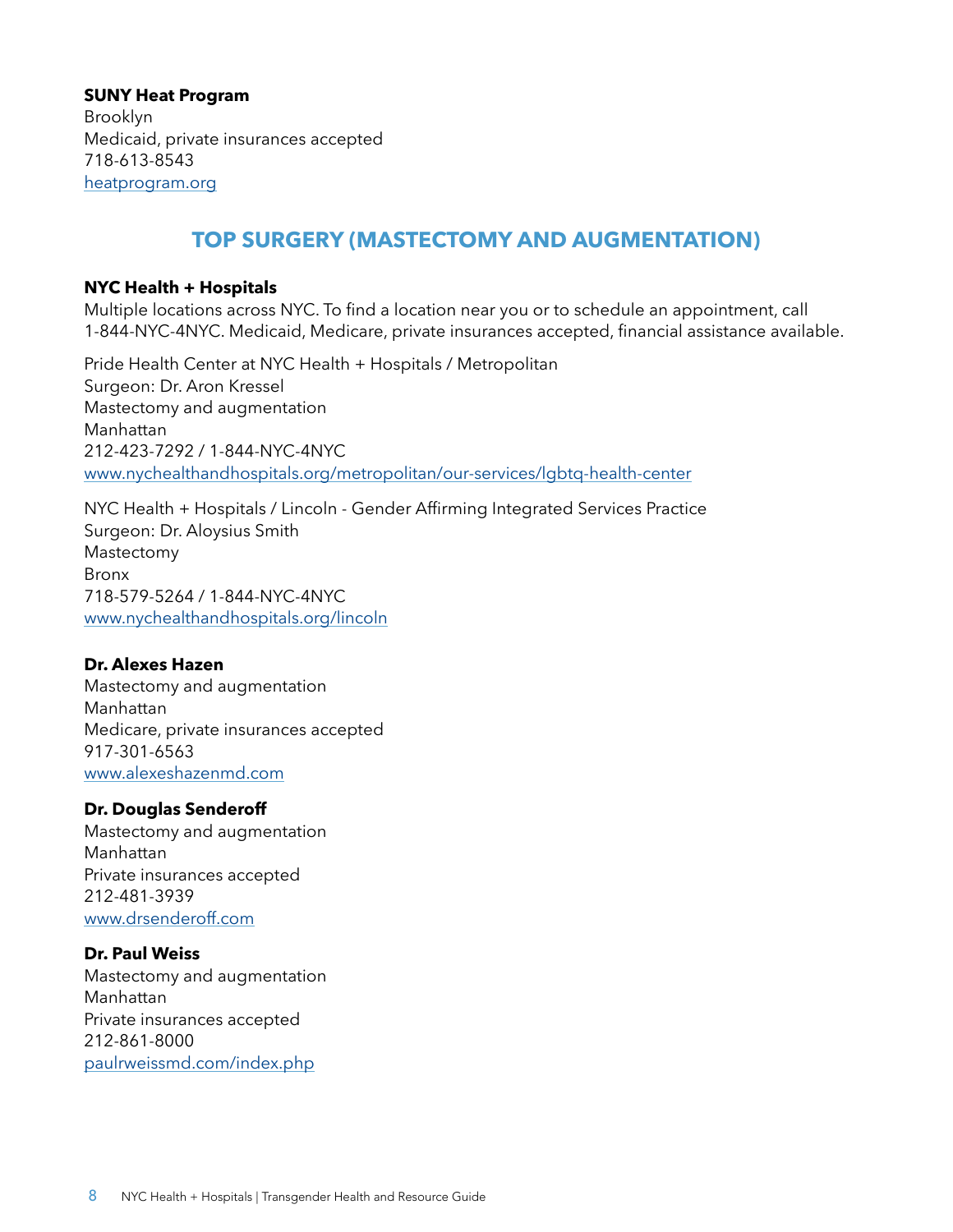**SUNY Heat Program**
Brooklyn
Medicaid, private insurances accepted
718-613-8543
[heatprogram.org](heatprogram.org)

## TOP SURGERY (MASTECTOMY AND AUGMENTATION)

**NYC Health + Hospitals**
Multiple locations across NYC. To find a location near you or to schedule an appointment, call 1-844-NYC-4NYC. Medicaid, Medicare, private insurances accepted, financial assistance available.

Pride Health Center at NYC Health + Hospitals / Metropolitan
Surgeon: Dr. Aron Kressel
Mastectomy and augmentation
Manhattan
212-423-7292 / 1-844-NYC-4NYC
[www.nychealthandhospitals.org/metropolitan/our-services/lgbtq-health-center](www.nychealthandhospitals.org/metropolitan/our-services/lgbtq-health-center)

NYC Health + Hospitals / Lincoln - Gender Affirming Integrated Services Practice
Surgeon: Dr. Aloysius Smith
Mastectomy
Bronx
718-579-5264 / 1-844-NYC-4NYC
[www.nychealthandhospitals.org/lincoln](www.nychealthandhospitals.org/lincoln)

**Dr. Alexes Hazen**
Mastectomy and augmentation
Manhattan
Medicare, private insurances accepted
917-301-6563
[www.alexeshazenmd.com](www.alexeshazenmd.com)

**Dr. Douglas Senderoff**
Mastectomy and augmentation
Manhattan
Private insurances accepted
212-481-3939
[www.drsenderoff.com](www.drsenderoff.com)

**Dr. Paul Weiss**
Mastectomy and augmentation
Manhattan
Private insurances accepted
212-861-8000
[paulrweissmd.com/index.php](paulrweissmd.com/index.php)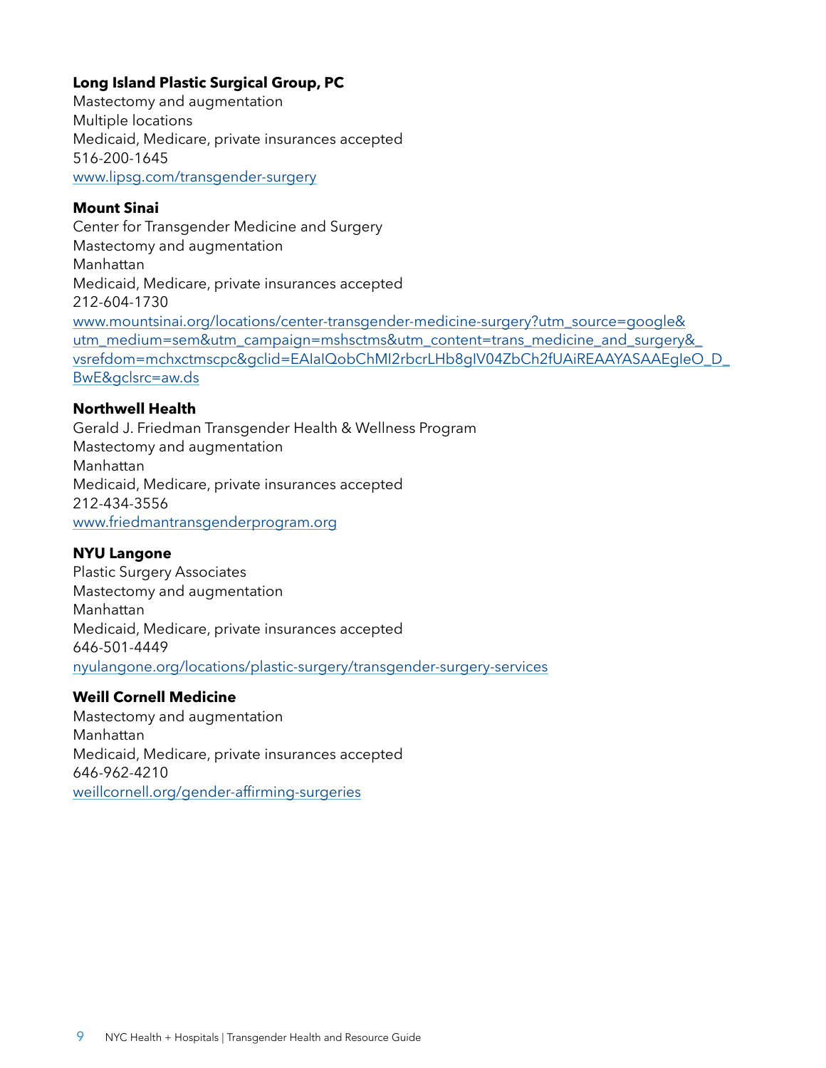**Long Island Plastic Surgical Group, PC**
Mastectomy and augmentation
Multiple locations
Medicaid, Medicare, private insurances accepted
516-200-1645
www.lipsg.com/transgender-surgery

**Mount Sinai**
Center for Transgender Medicine and Surgery
Mastectomy and augmentation
Manhattan
Medicaid, Medicare, private insurances accepted
212-604-1730
www.mountsinai.org/locations/center-transgender-medicine-surgery?utm_source=google&utm_medium=sem&utm_campaign=mshsctms&utm_content=trans_medicine_and_surgery&_vsrefdom=mchxctmscpc&gclid=EAIaIQobChMI2rbcrLHb8gIV04ZbCh2fUAiREAAYASAAEgIeO_D_BwE&gclsrc=aw.ds

**Northwell Health**
Gerald J. Friedman Transgender Health & Wellness Program
Mastectomy and augmentation
Manhattan
Medicaid, Medicare, private insurances accepted
212-434-3556
www.friedmantransgenderprogram.org

**NYU Langone**
Plastic Surgery Associates
Mastectomy and augmentation
Manhattan
Medicaid, Medicare, private insurances accepted
646-501-4449
nyulangone.org/locations/plastic-surgery/transgender-surgery-services

**Weill Cornell Medicine**
Mastectomy and augmentation
Manhattan
Medicaid, Medicare, private insurances accepted
646-962-4210
weillcornell.org/gender-affirming-surgeries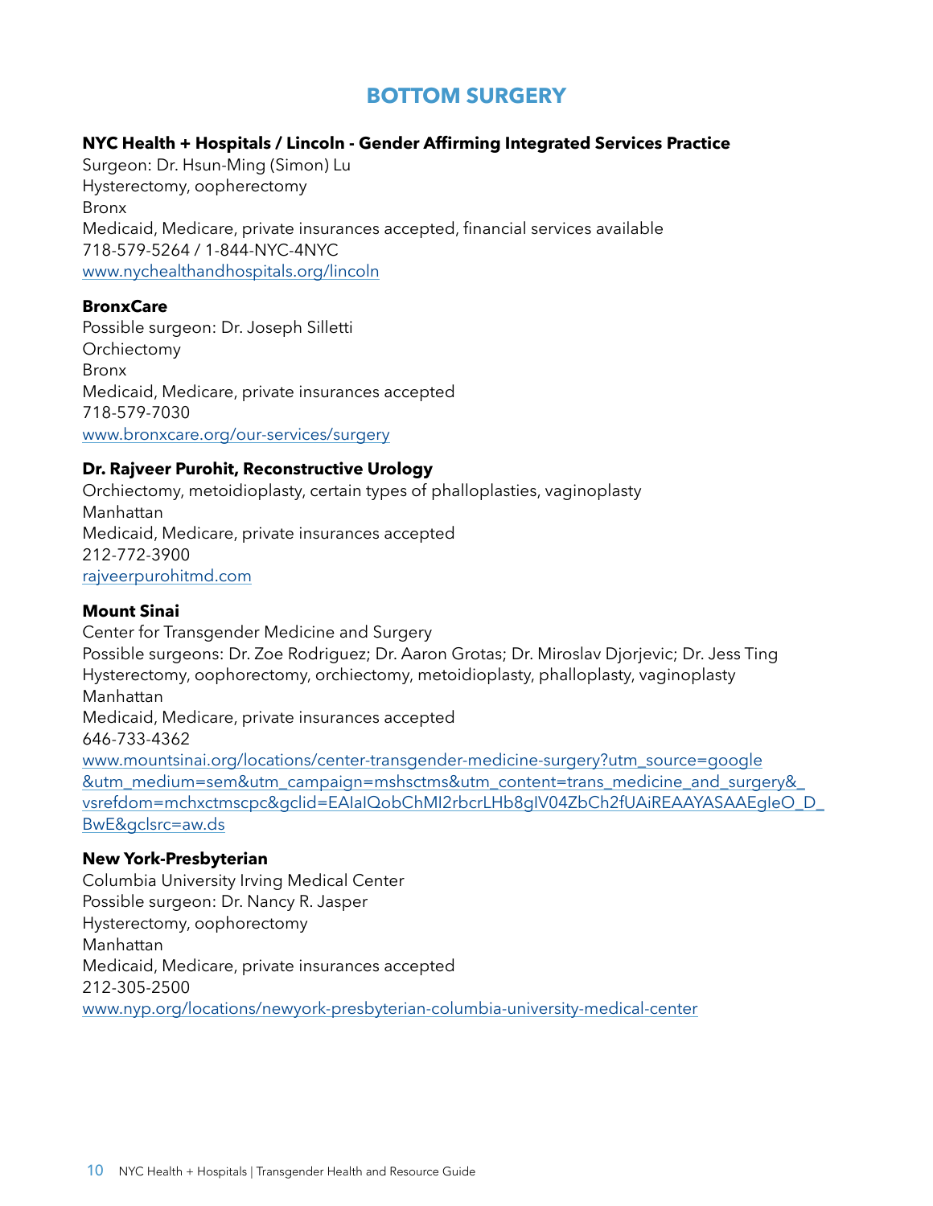## BOTTOM SURGERY

**NYC Health + Hospitals / Lincoln - Gender Affirming Integrated Services Practice**
Surgeon: Dr. Hsun-Ming (Simon) Lu
Hysterectomy, oopherectomy
Bronx
Medicaid, Medicare, private insurances accepted, financial services available
718-579-5264 / 1-844-NYC-4NYC
www.nychealthandhospitals.org/lincoln

**BronxCare**
Possible surgeon: Dr. Joseph Silletti
Orchiectomy
Bronx
Medicaid, Medicare, private insurances accepted
718-579-7030
www.bronxcare.org/our-services/surgery

**Dr. Rajveer Purohit, Reconstructive Urology**
Orchiectomy, metoidioplasty, certain types of phalloplasties, vaginoplasty
Manhattan
Medicaid, Medicare, private insurances accepted
212-772-3900
rajveerpurohitmd.com

**Mount Sinai**
Center for Transgender Medicine and Surgery
Possible surgeons: Dr. Zoe Rodriguez; Dr. Aaron Grotas; Dr. Miroslav Djorjevic; Dr. Jess Ting
Hysterectomy, oophorectomy, orchiectomy, metoidioplasty, phalloplasty, vaginoplasty
Manhattan
Medicaid, Medicare, private insurances accepted
646-733-4362
www.mountsinai.org/locations/center-transgender-medicine-surgery?utm_source=google&utm_medium=sem&utm_campaign=mshsctms&utm_content=trans_medicine_and_surgery&_vsrefdom=mchxctmscpc&gclid=EAIaIQobChMI2rbcrLHb8gIV04ZbCh2fUAiREAAYASAAEgIeO_D_BwE&gclsrc=aw.ds

**New York-Presbyterian**
Columbia University Irving Medical Center
Possible surgeon: Dr. Nancy R. Jasper
Hysterectomy, oophorectomy
Manhattan
Medicaid, Medicare, private insurances accepted
212-305-2500
www.nyp.org/locations/newyork-presbyterian-columbia-university-medical-center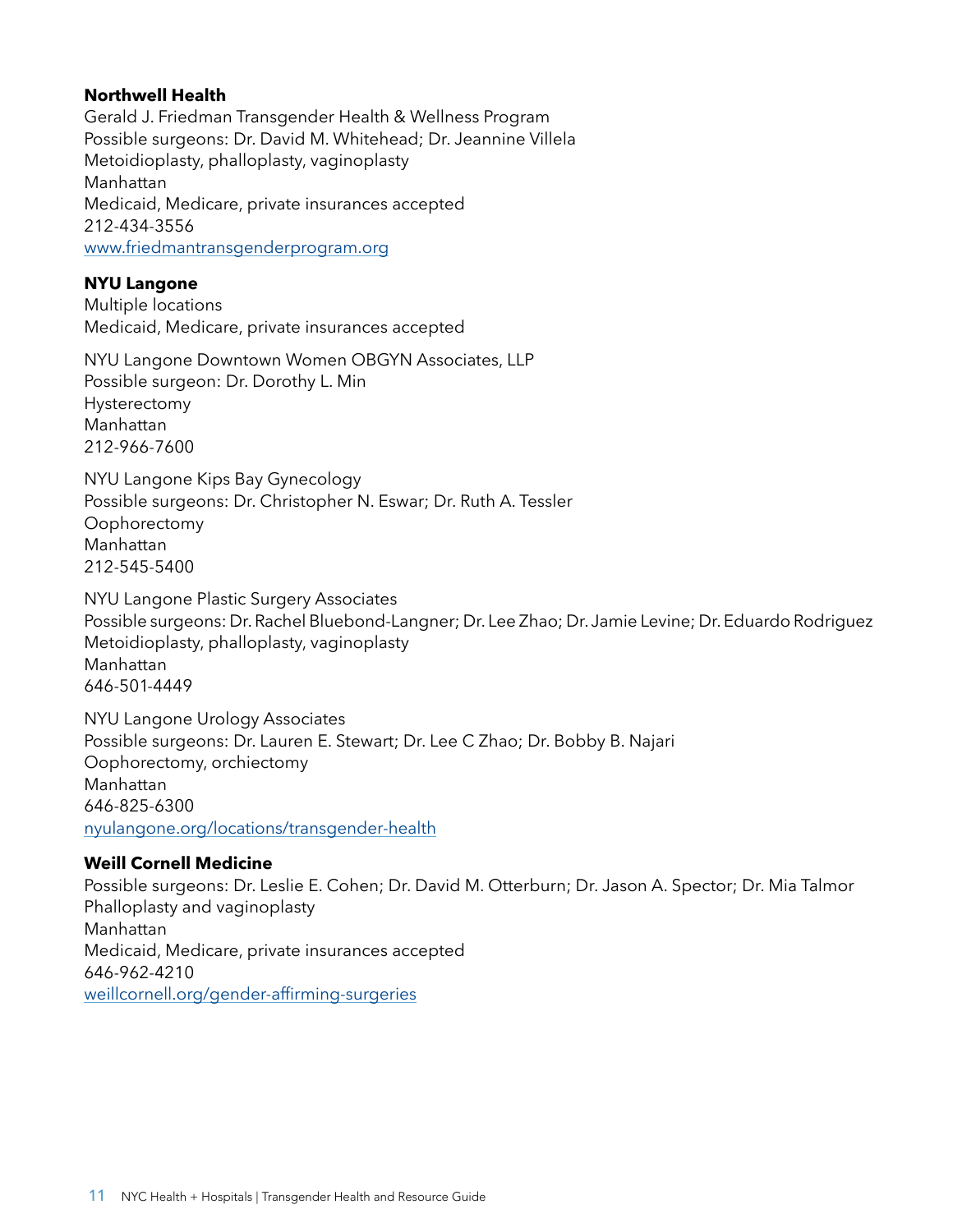**Northwell Health**
Gerald J. Friedman Transgender Health & Wellness Program
Possible surgeons: Dr. David M. Whitehead; Dr. Jeannine Villela
Metoidioplasty, phalloplasty, vaginoplasty
Manhattan
Medicaid, Medicare, private insurances accepted
212-434-3556
[www.friedmantransgenderprogram.org](http://www.friedmantransgenderprogram.org)

**NYU Langone**
Multiple locations
Medicaid, Medicare, private insurances accepted

NYU Langone Downtown Women OBGYN Associates, LLP
Possible surgeon: Dr. Dorothy L. Min
Hysterectomy
Manhattan
212-966-7600

NYU Langone Kips Bay Gynecology
Possible surgeons: Dr. Christopher N. Eswar; Dr. Ruth A. Tessler
Oophorectomy
Manhattan
212-545-5400

NYU Langone Plastic Surgery Associates
Possible surgeons: Dr. Rachel Bluebond-Langner; Dr. Lee Zhao; Dr. Jamie Levine; Dr. Eduardo Rodriguez
Metoidioplasty, phalloplasty, vaginoplasty
Manhattan
646-501-4449

NYU Langone Urology Associates
Possible surgeons: Dr. Lauren E. Stewart; Dr. Lee C Zhao; Dr. Bobby B. Najari
Oophorectomy, orchiectomy
Manhattan
646-825-6300
[nyulangone.org/locations/transgender-health](https://nyulangone.org/locations/transgender-health)

**Weill Cornell Medicine**
Possible surgeons: Dr. Leslie E. Cohen; Dr. David M. Otterburn; Dr. Jason A. Spector; Dr. Mia Talmor
Phalloplasty and vaginoplasty
Manhattan
Medicaid, Medicare, private insurances accepted
646-962-4210
[weillcornell.org/gender-affirming-surgeries](https://weillcornell.org/gender-affirming-surgeries)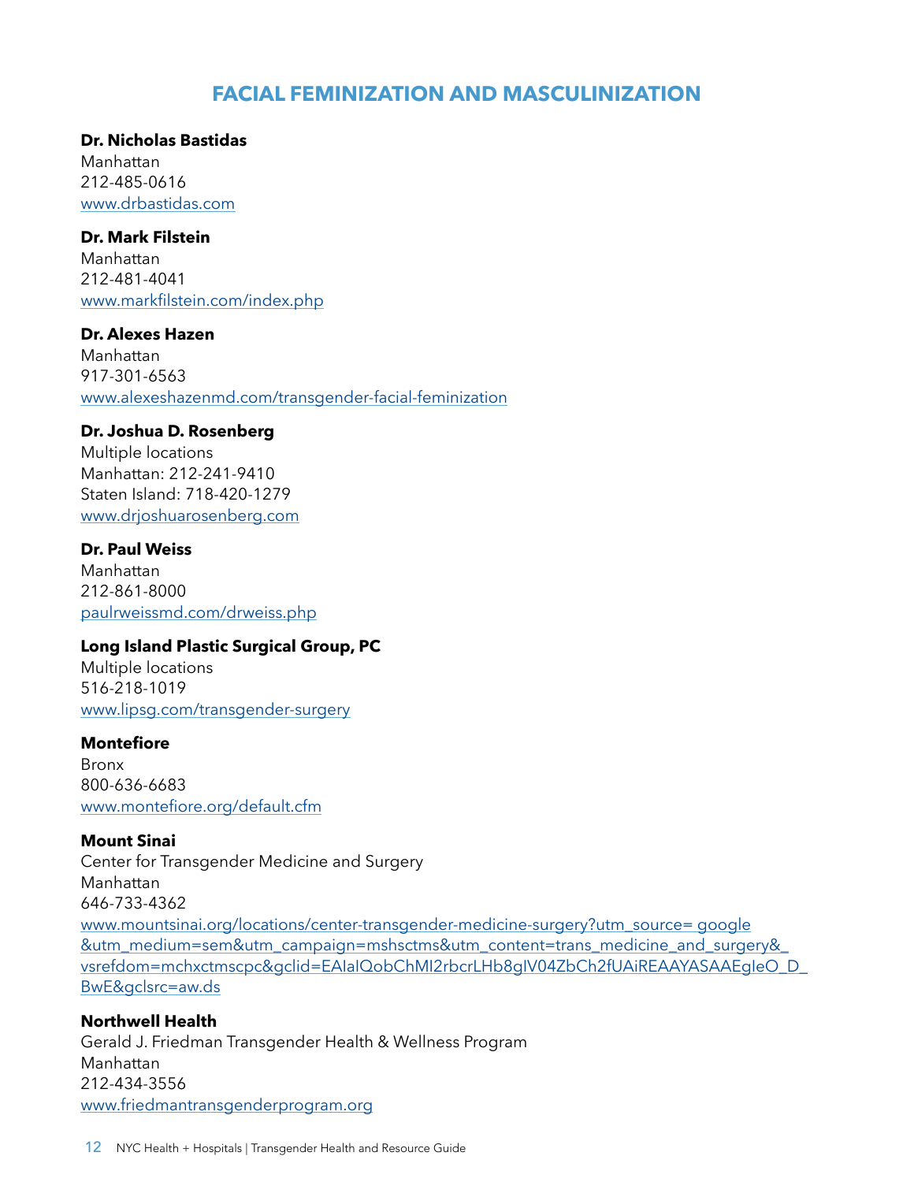# FACIAL FEMINIZATION AND MASCULINIZATION

**Dr. Nicholas Bastidas**
Manhattan
212-485-0616
www.drbastidas.com

**Dr. Mark Filstein**
Manhattan
212-481-4041
www.markfilstein.com/index.php

**Dr. Alexes Hazen**
Manhattan
917-301-6563
www.alexeshazenmd.com/transgender-facial-feminization

**Dr. Joshua D. Rosenberg**
Multiple locations
Manhattan: 212-241-9410
Staten Island: 718-420-1279
www.drjoshuarosenberg.com

**Dr. Paul Weiss**
Manhattan
212-861-8000
paulrweissmd.com/drweiss.php

**Long Island Plastic Surgical Group, PC**
Multiple locations
516-218-1019
www.lipsg.com/transgender-surgery

**Montefiore**
Bronx
800-636-6683
www.montefiore.org/default.cfm

**Mount Sinai**
Center for Transgender Medicine and Surgery
Manhattan
646-733-4362
www.mountsinai.org/locations/center-transgender-medicine-surgery?utm_source= google&utm_medium=sem&utm_campaign=mshsctms&utm_content=trans_medicine_and_surgery&_vsrefdom=mchxctmscpc&gclid=EAIaIQobChMI2rbcrLHb8gIV04ZbCh2fUAiREAAYASAAEgIeO_D_BwE&gclsrc=aw.ds

**Northwell Health**
Gerald J. Friedman Transgender Health & Wellness Program
Manhattan
212-434-3556
www.friedmantransgenderprogram.org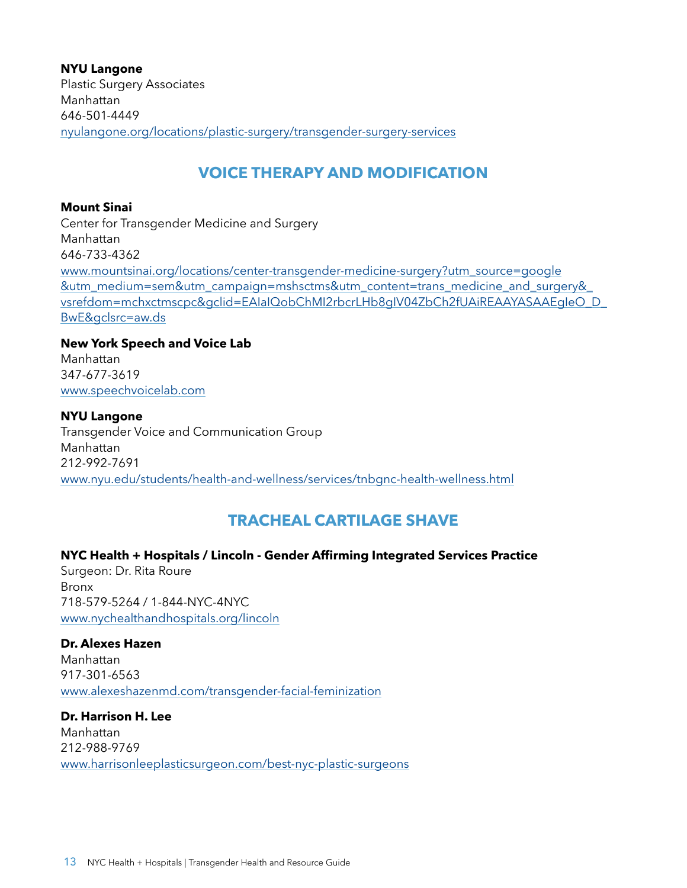**NYU Langone**
Plastic Surgery Associates
Manhattan
646-501-4449
nyulangone.org/locations/plastic-surgery/transgender-surgery-services

## VOICE THERAPY AND MODIFICATION

**Mount Sinai**
Center for Transgender Medicine and Surgery
Manhattan
646-733-4362
www.mountsinai.org/locations/center-transgender-medicine-surgery?utm_source=google&utm_medium=sem&utm_campaign=mshsctms&utm_content=trans_medicine_and_surgery&_vsrefdom=mchxctmscpc&gclid=EAIaIQobChMI2rbcrLHb8gIV04ZbCh2fUAiREAAYASAAEgIeO_D_BwE&gclsrc=aw.ds

**New York Speech and Voice Lab**
Manhattan
347-677-3619
www.speechvoicelab.com

**NYU Langone**
Transgender Voice and Communication Group
Manhattan
212-992-7691
www.nyu.edu/students/health-and-wellness/services/tnbgnc-health-wellness.html

## TRACHEAL CARTILAGE SHAVE

**NYC Health + Hospitals / Lincoln - Gender Affirming Integrated Services Practice**
Surgeon: Dr. Rita Roure
Bronx
718-579-5264 / 1-844-NYC-4NYC
www.nychealthandhospitals.org/lincoln

**Dr. Alexes Hazen**
Manhattan
917-301-6563
www.alexeshazenmd.com/transgender-facial-feminization

**Dr. Harrison H. Lee**
Manhattan
212-988-9769
www.harrisonleeplasticsurgeon.com/best-nyc-plastic-surgeons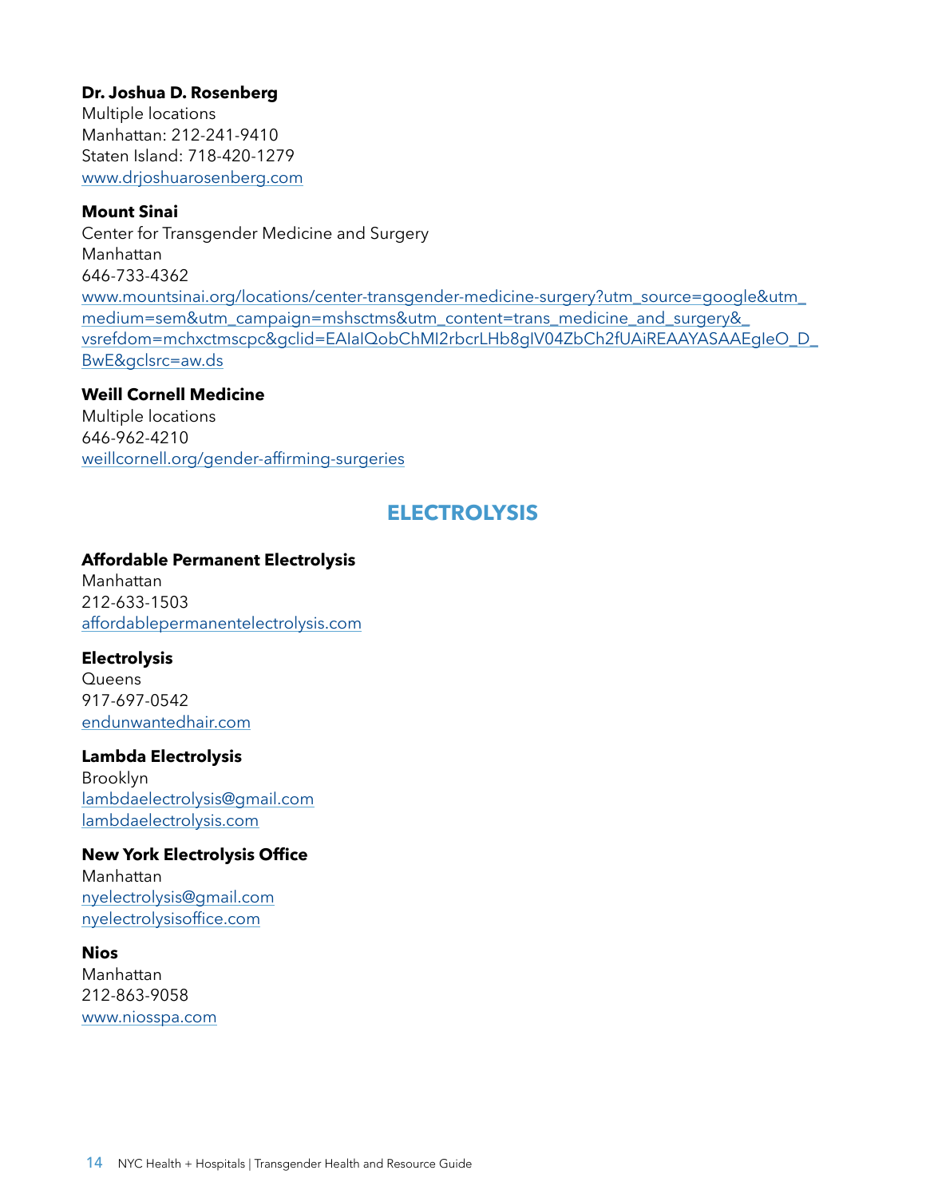**Dr. Joshua D. Rosenberg**
Multiple locations
Manhattan: 212-241-9410
Staten Island: 718-420-1279
www.drjoshuarosenberg.com

**Mount Sinai**
Center for Transgender Medicine and Surgery
Manhattan
646-733-4362
www.mountsinai.org/locations/center-transgender-medicine-surgery?utm_source=google&utm_medium=sem&utm_campaign=mshsctms&utm_content=trans_medicine_and_surgery&_vsrefdom=mchxctmscpc&gclid=EAIaIQobChMI2rbcrLHb8gIV04ZbCh2fUAiREAAYASAAEgIeO_D_BwE&gclsrc=aw.ds

**Weill Cornell Medicine**
Multiple locations
646-962-4210
weillcornell.org/gender-affirming-surgeries

## ELECTROLYSIS

**Affordable Permanent Electrolysis**
Manhattan
212-633-1503
affordablepermanentelectrolysis.com

**Electrolysis**
Queens
917-697-0542
endunwantedhair.com

**Lambda Electrolysis**
Brooklyn
lambdaelectrolysis@gmail.com
lambdaelectrolysis.com

**New York Electrolysis Office**
Manhattan
nyelectrolysis@gmail.com
nyelectrolysisoffice.com

**Nios**
Manhattan
212-863-9058
www.niosspa.com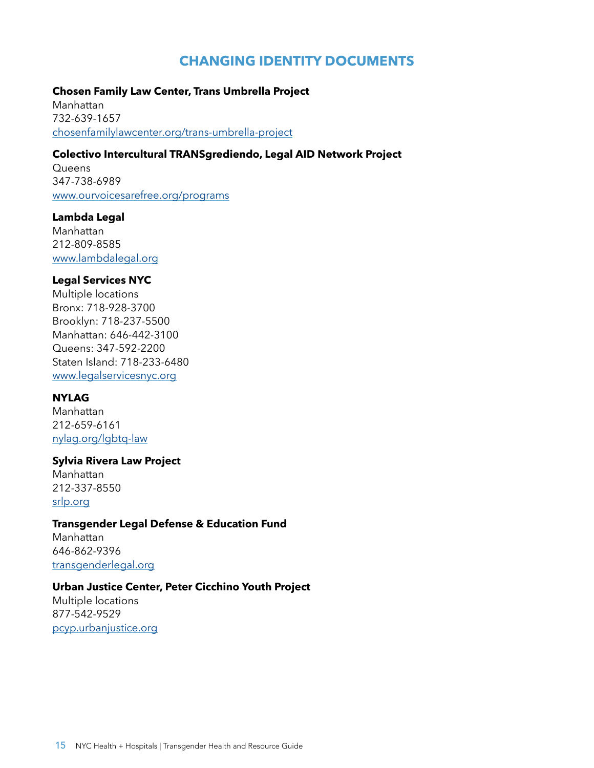## CHANGING IDENTITY DOCUMENTS

**Chosen Family Law Center, Trans Umbrella Project**
Manhattan
732-639-1657
chosenfamilylawcenter.org/trans-umbrella-project

**Colectivo Intercultural TRANSgrediendo, Legal AID Network Project**
Queens
347-738-6989
www.ourvoicesarefree.org/programs

**Lambda Legal**
Manhattan
212-809-8585
www.lambdalegal.org

**Legal Services NYC**
Multiple locations
Bronx: 718-928-3700
Brooklyn: 718-237-5500
Manhattan: 646-442-3100
Queens: 347-592-2200
Staten Island: 718-233-6480
www.legalservicesnyc.org

**NYLAG**
Manhattan
212-659-6161
nylag.org/lgbtq-law

**Sylvia Rivera Law Project**
Manhattan
212-337-8550
srlp.org

**Transgender Legal Defense & Education Fund**
Manhattan
646-862-9396
transgenderlegal.org

**Urban Justice Center, Peter Cicchino Youth Project**
Multiple locations
877-542-9529
pcyp.urbanjustice.org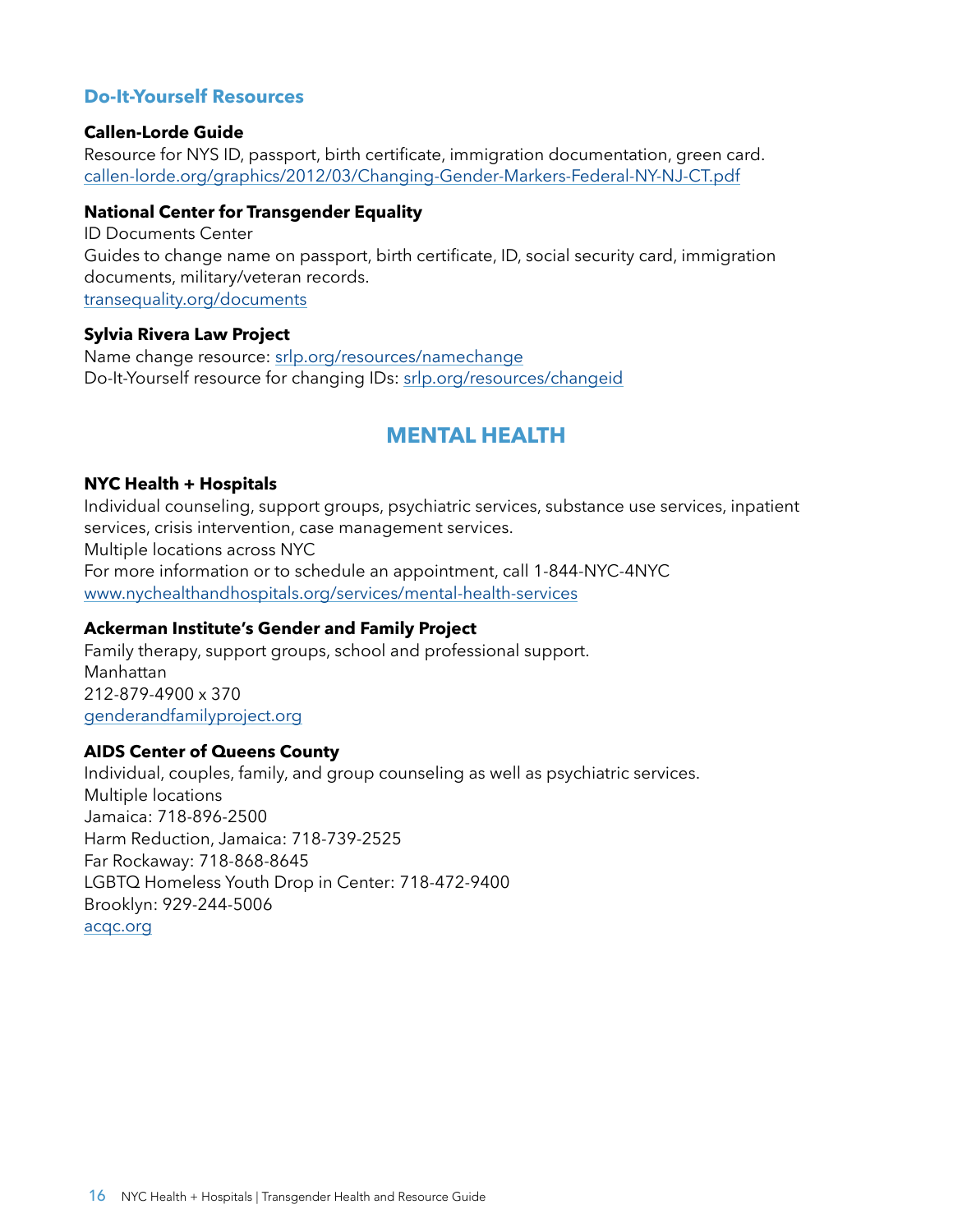### Do-It-Yourself Resources

**Callen-Lorde Guide**
Resource for NYS ID, passport, birth certificate, immigration documentation, green card.
callen-lorde.org/graphics/2012/03/Changing-Gender-Markers-Federal-NY-NJ-CT.pdf

**National Center for Transgender Equality**
ID Documents Center
Guides to change name on passport, birth certificate, ID, social security card, immigration documents, military/veteran records.
transequality.org/documents

**Sylvia Rivera Law Project**
Name change resource: srlp.org/resources/namechange
Do-It-Yourself resource for changing IDs: srlp.org/resources/changeid

## MENTAL HEALTH

**NYC Health + Hospitals**
Individual counseling, support groups, psychiatric services, substance use services, inpatient services, crisis intervention, case management services.
Multiple locations across NYC
For more information or to schedule an appointment, call 1-844-NYC-4NYC
www.nychealthandhospitals.org/services/mental-health-services

**Ackerman Institute's Gender and Family Project**
Family therapy, support groups, school and professional support.
Manhattan
212-879-4900 x 370
genderandfamilyproject.org

**AIDS Center of Queens County**
Individual, couples, family, and group counseling as well as psychiatric services.
Multiple locations
Jamaica: 718-896-2500
Harm Reduction, Jamaica: 718-739-2525
Far Rockaway: 718-868-8645
LGBTQ Homeless Youth Drop in Center: 718-472-9400
Brooklyn: 929-244-5006
acqc.org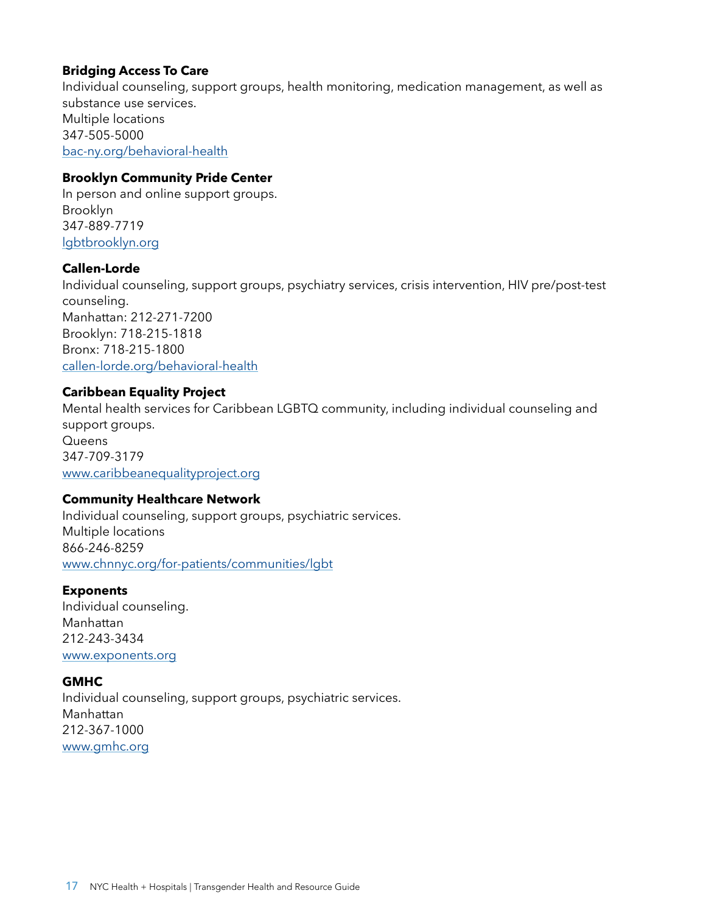**Bridging Access To Care**
Individual counseling, support groups, health monitoring, medication management, as well as substance use services.
Multiple locations
347-505-5000
[bac-ny.org/behavioral-health](bac-ny.org/behavioral-health)

**Brooklyn Community Pride Center**
In person and online support groups.
Brooklyn
347-889-7719
[lgbtbrooklyn.org](lgbtbrooklyn.org)

**Callen-Lorde**
Individual counseling, support groups, psychiatry services, crisis intervention, HIV pre/post-test counseling.
Manhattan: 212-271-7200
Brooklyn: 718-215-1818
Bronx: 718-215-1800
[callen-lorde.org/behavioral-health](callen-lorde.org/behavioral-health)

**Caribbean Equality Project**
Mental health services for Caribbean LGBTQ community, including individual counseling and support groups.
Queens
347-709-3179
[www.caribbeanequalityproject.org](www.caribbeanequalityproject.org)

**Community Healthcare Network**
Individual counseling, support groups, psychiatric services.
Multiple locations
866-246-8259
[www.chnnyc.org/for-patients/communities/lgbt](www.chnnyc.org/for-patients/communities/lgbt)

**Exponents**
Individual counseling.
Manhattan
212-243-3434
[www.exponents.org](www.exponents.org)

**GMHC**
Individual counseling, support groups, psychiatric services.
Manhattan
212-367-1000
[www.gmhc.org](www.gmhc.org)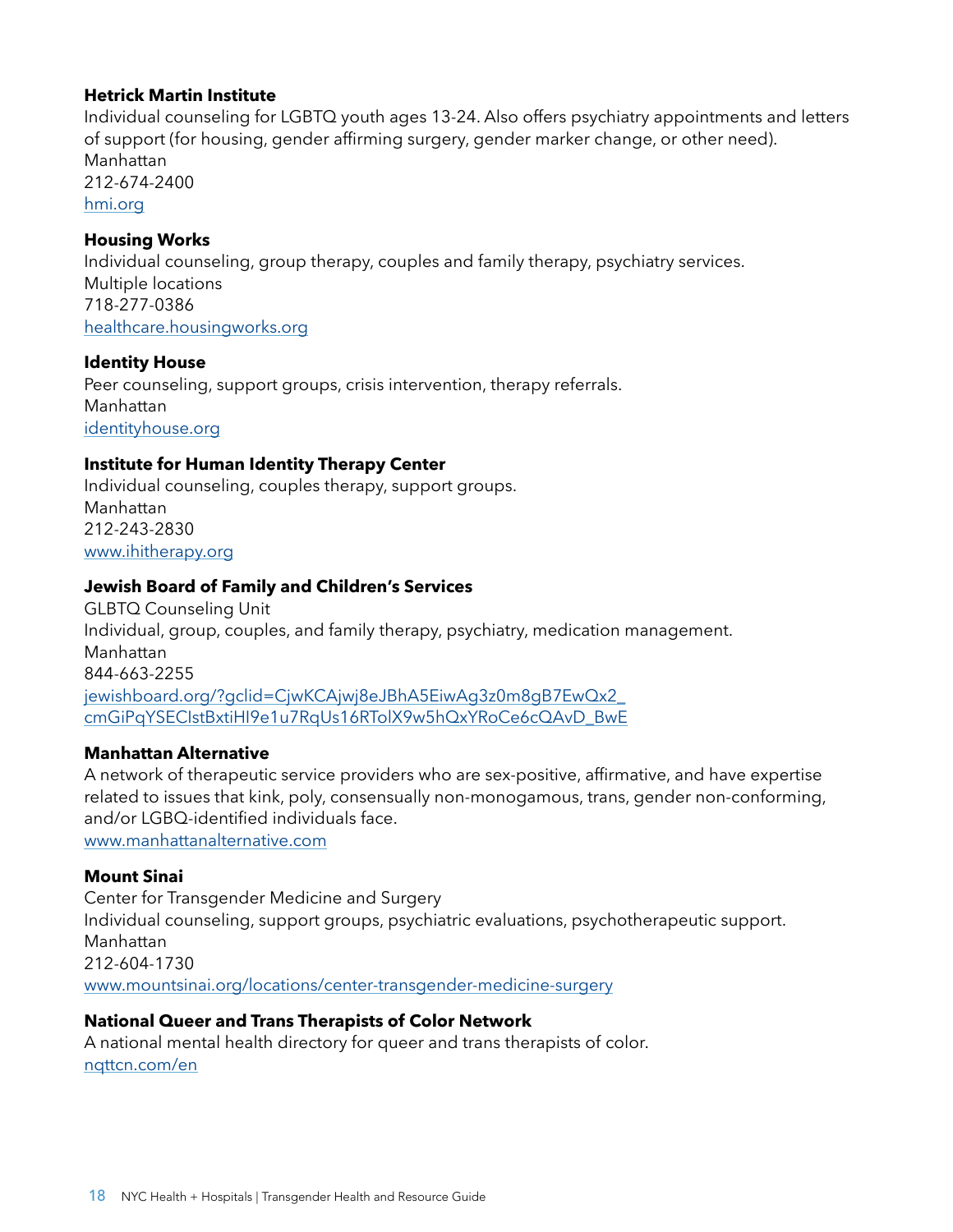**Hetrick Martin Institute**
Individual counseling for LGBTQ youth ages 13-24. Also offers psychiatry appointments and letters of support (for housing, gender affirming surgery, gender marker change, or other need).
Manhattan
212-674-2400
hmi.org

**Housing Works**
Individual counseling, group therapy, couples and family therapy, psychiatry services.
Multiple locations
718-277-0386
healthcare.housingworks.org

**Identity House**
Peer counseling, support groups, crisis intervention, therapy referrals.
Manhattan
identityhouse.org

**Institute for Human Identity Therapy Center**
Individual counseling, couples therapy, support groups.
Manhattan
212-243-2830
www.ihitherapy.org

**Jewish Board of Family and Children's Services**
GLBTQ Counseling Unit
Individual, group, couples, and family therapy, psychiatry, medication management.
Manhattan
844-663-2255
jewishboard.org/?gclid=CjwKCAjwj8eJBhA5EiwAg3z0m8gB7EwQx2_cmGiPqYSEClstBxtiHI9e1u7RqUs16RTolX9w5hQxYRoCe6cQAvD_BwE

**Manhattan Alternative**
A network of therapeutic service providers who are sex-positive, affirmative, and have expertise related to issues that kink, poly, consensually non-monogamous, trans, gender non-conforming, and/or LGBQ-identified individuals face.
www.manhattanalternative.com

**Mount Sinai**
Center for Transgender Medicine and Surgery
Individual counseling, support groups, psychiatric evaluations, psychotherapeutic support.
Manhattan
212-604-1730
www.mountsinai.org/locations/center-transgender-medicine-surgery

**National Queer and Trans Therapists of Color Network**
A national mental health directory for queer and trans therapists of color.
nqttcn.com/en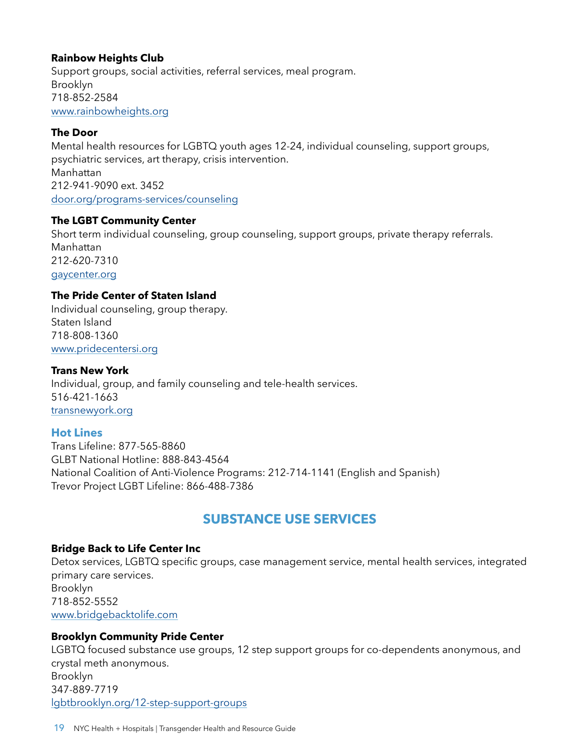**Rainbow Heights Club**
Support groups, social activities, referral services, meal program.
Brooklyn
718-852-2584
[www.rainbowheights.org](http://www.rainbowheights.org)

**The Door**
Mental health resources for LGBTQ youth ages 12-24, individual counseling, support groups, psychiatric services, art therapy, crisis intervention.
Manhattan
212-941-9090 ext. 3452
[door.org/programs-services/counseling](http://door.org/programs-services/counseling)

**The LGBT Community Center**
Short term individual counseling, group counseling, support groups, private therapy referrals.
Manhattan
212-620-7310
[gaycenter.org](http://gaycenter.org)

**The Pride Center of Staten Island**
Individual counseling, group therapy.
Staten Island
718-808-1360
[www.pridecentersi.org](http://www.pridecentersi.org)

**Trans New York**
Individual, group, and family counseling and tele-health services.
516-421-1663
[transnewyork.org](http://transnewyork.org)

### Hot Lines

Trans Lifeline: 877-565-8860
GLBT National Hotline: 888-843-4564
National Coalition of Anti-Violence Programs: 212-714-1141 (English and Spanish)
Trevor Project LGBT Lifeline: 866-488-7386

## SUBSTANCE USE SERVICES

**Bridge Back to Life Center Inc**
Detox services, LGBTQ specific groups, case management service, mental health services, integrated primary care services.
Brooklyn
718-852-5552
[www.bridgebacktolife.com](http://www.bridgebacktolife.com)

**Brooklyn Community Pride Center**
LGBTQ focused substance use groups, 12 step support groups for co-dependents anonymous, and crystal meth anonymous.
Brooklyn
347-889-7719
[lgbtbrooklyn.org/12-step-support-groups](http://lgbtbrooklyn.org/12-step-support-groups)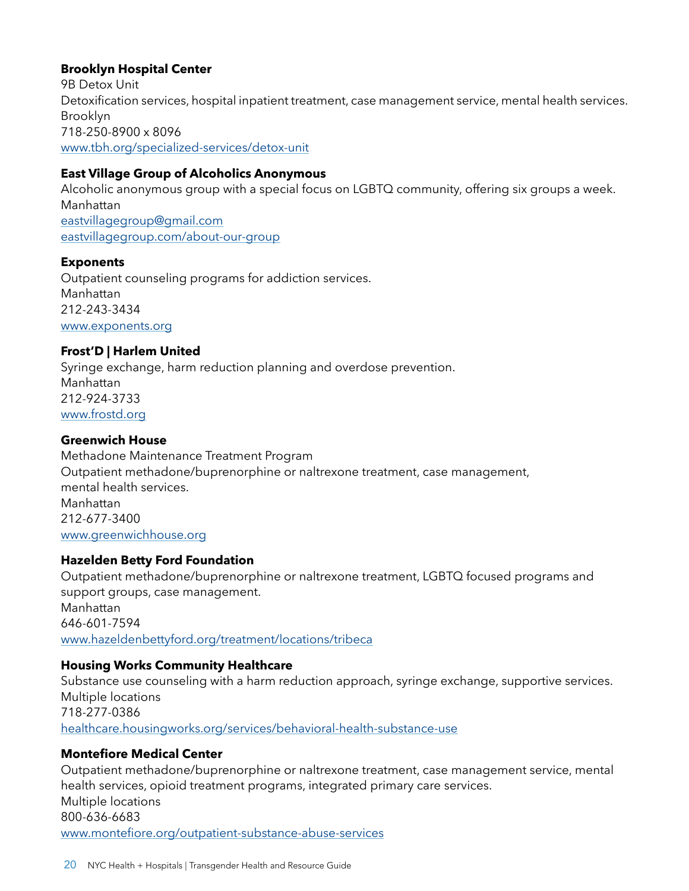**Brooklyn Hospital Center**
9B Detox Unit
Detoxification services, hospital inpatient treatment, case management service, mental health services.
Brooklyn
718-250-8900 x 8096
[www.tbh.org/specialized-services/detox-unit](www.tbh.org/specialized-services/detox-unit)

**East Village Group of Alcoholics Anonymous**
Alcoholic anonymous group with a special focus on LGBTQ community, offering six groups a week.
Manhattan
[eastvillagegroup@gmail.com](mailto:eastvillagegroup@gmail.com)
[eastvillagegroup.com/about-our-group](eastvillagegroup.com/about-our-group)

**Exponents**
Outpatient counseling programs for addiction services.
Manhattan
212-243-3434
[www.exponents.org](www.exponents.org)

**Frost'D | Harlem United**
Syringe exchange, harm reduction planning and overdose prevention.
Manhattan
212-924-3733
[www.frostd.org](www.frostd.org)

**Greenwich House**
Methadone Maintenance Treatment Program
Outpatient methadone/buprenorphine or naltrexone treatment, case management, mental health services.
Manhattan
212-677-3400
[www.greenwichhouse.org](www.greenwichhouse.org)

**Hazelden Betty Ford Foundation**
Outpatient methadone/buprenorphine or naltrexone treatment, LGBTQ focused programs and support groups, case management.
Manhattan
646-601-7594
[www.hazeldenbettyford.org/treatment/locations/tribeca](www.hazeldenbettyford.org/treatment/locations/tribeca)

**Housing Works Community Healthcare**
Substance use counseling with a harm reduction approach, syringe exchange, supportive services.
Multiple locations
718-277-0386
[healthcare.housingworks.org/services/behavioral-health-substance-use](healthcare.housingworks.org/services/behavioral-health-substance-use)

**Montefiore Medical Center**
Outpatient methadone/buprenorphine or naltrexone treatment, case management service, mental health services, opioid treatment programs, integrated primary care services.
Multiple locations
800-636-6683
[www.montefiore.org/outpatient-substance-abuse-services](www.montefiore.org/outpatient-substance-abuse-services)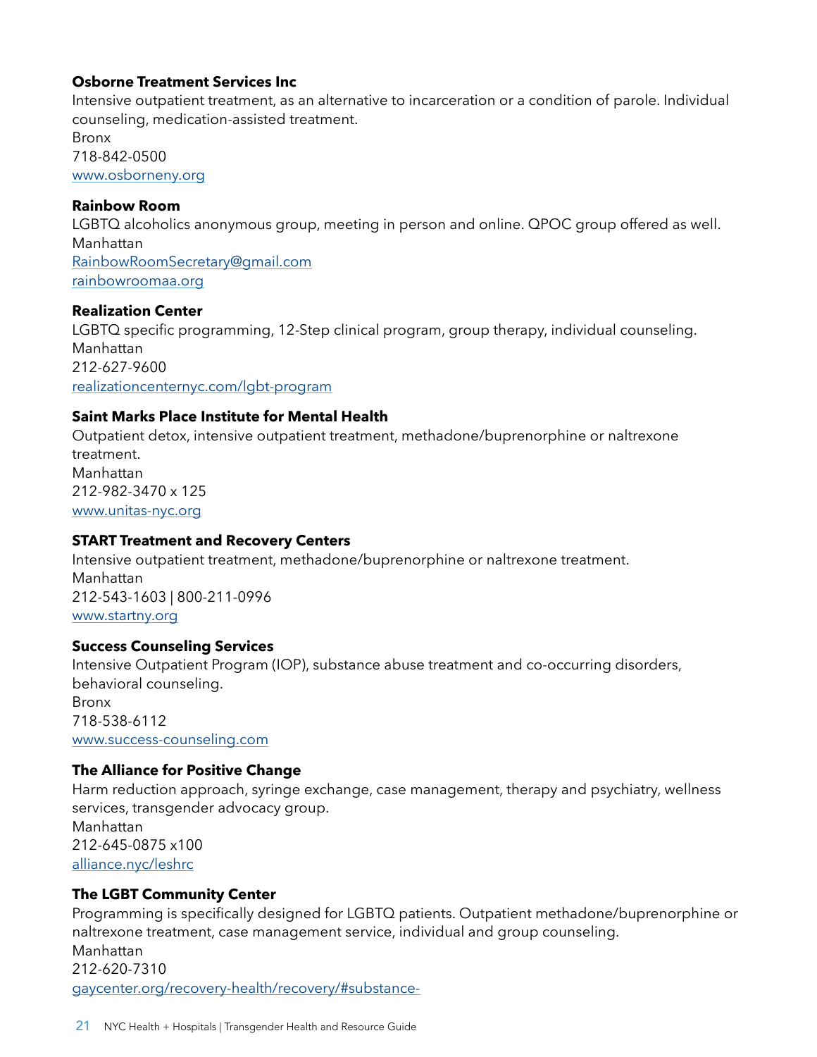**Osborne Treatment Services Inc**
Intensive outpatient treatment, as an alternative to incarceration or a condition of parole. Individual counseling, medication-assisted treatment.
Bronx
718-842-0500
www.osborneny.org

**Rainbow Room**
LGBTQ alcoholics anonymous group, meeting in person and online. QPOC group offered as well.
Manhattan
RainbowRoomSecretary@gmail.com
rainbowroomaa.org

**Realization Center**
LGBTQ specific programming, 12-Step clinical program, group therapy, individual counseling.
Manhattan
212-627-9600
realizationcenternyc.com/lgbt-program

**Saint Marks Place Institute for Mental Health**
Outpatient detox, intensive outpatient treatment, methadone/buprenorphine or naltrexone treatment.
Manhattan
212-982-3470 x 125
www.unitas-nyc.org

**START Treatment and Recovery Centers**
Intensive outpatient treatment, methadone/buprenorphine or naltrexone treatment.
Manhattan
212-543-1603 | 800-211-0996
www.startny.org

**Success Counseling Services**
Intensive Outpatient Program (IOP), substance abuse treatment and co-occurring disorders, behavioral counseling.
Bronx
718-538-6112
www.success-counseling.com

**The Alliance for Positive Change**
Harm reduction approach, syringe exchange, case management, therapy and psychiatry, wellness services, transgender advocacy group.
Manhattan
212-645-0875 x100
alliance.nyc/leshrc

**The LGBT Community Center**
Programming is specifically designed for LGBTQ patients. Outpatient methadone/buprenorphine or naltrexone treatment, case management service, individual and group counseling.
Manhattan
212-620-7310
gaycenter.org/recovery-health/recovery/#substance-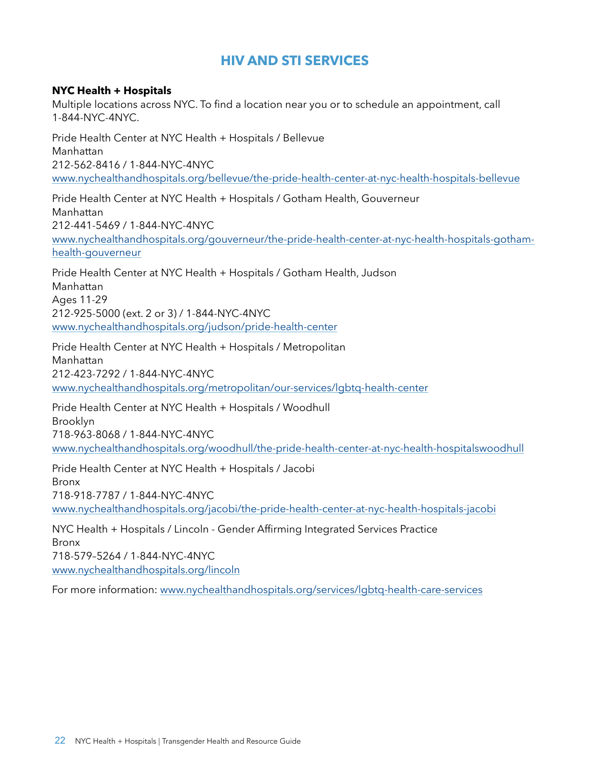# HIV AND STI SERVICES

**NYC Health + Hospitals**
Multiple locations across NYC. To find a location near you or to schedule an appointment, call 1-844-NYC-4NYC.

Pride Health Center at NYC Health + Hospitals / Bellevue
Manhattan
212-562-8416 / 1-844-NYC-4NYC
www.nychealthandhospitals.org/bellevue/the-pride-health-center-at-nyc-health-hospitals-bellevue

Pride Health Center at NYC Health + Hospitals / Gotham Health, Gouverneur
Manhattan
212-441-5469 / 1-844-NYC-4NYC
www.nychealthandhospitals.org/gouverneur/the-pride-health-center-at-nyc-health-hospitals-gotham-health-gouverneur

Pride Health Center at NYC Health + Hospitals / Gotham Health, Judson
Manhattan
Ages 11-29
212-925-5000 (ext. 2 or 3) / 1-844-NYC-4NYC
www.nychealthandhospitals.org/judson/pride-health-center

Pride Health Center at NYC Health + Hospitals / Metropolitan
Manhattan
212-423-7292 / 1-844-NYC-4NYC
www.nychealthandhospitals.org/metropolitan/our-services/lgbtq-health-center

Pride Health Center at NYC Health + Hospitals / Woodhull
Brooklyn
718-963-8068 / 1-844-NYC-4NYC
www.nychealthandhospitals.org/woodhull/the-pride-health-center-at-nyc-health-hospitalswoodhull

Pride Health Center at NYC Health + Hospitals / Jacobi
Bronx
718-918-7787 / 1-844-NYC-4NYC
www.nychealthandhospitals.org/jacobi/the-pride-health-center-at-nyc-health-hospitals-jacobi

NYC Health + Hospitals / Lincoln - Gender Affirming Integrated Services Practice
Bronx
718-579-5264 / 1-844-NYC-4NYC
www.nychealthandhospitals.org/lincoln

For more information: www.nychealthandhospitals.org/services/lgbtq-health-care-services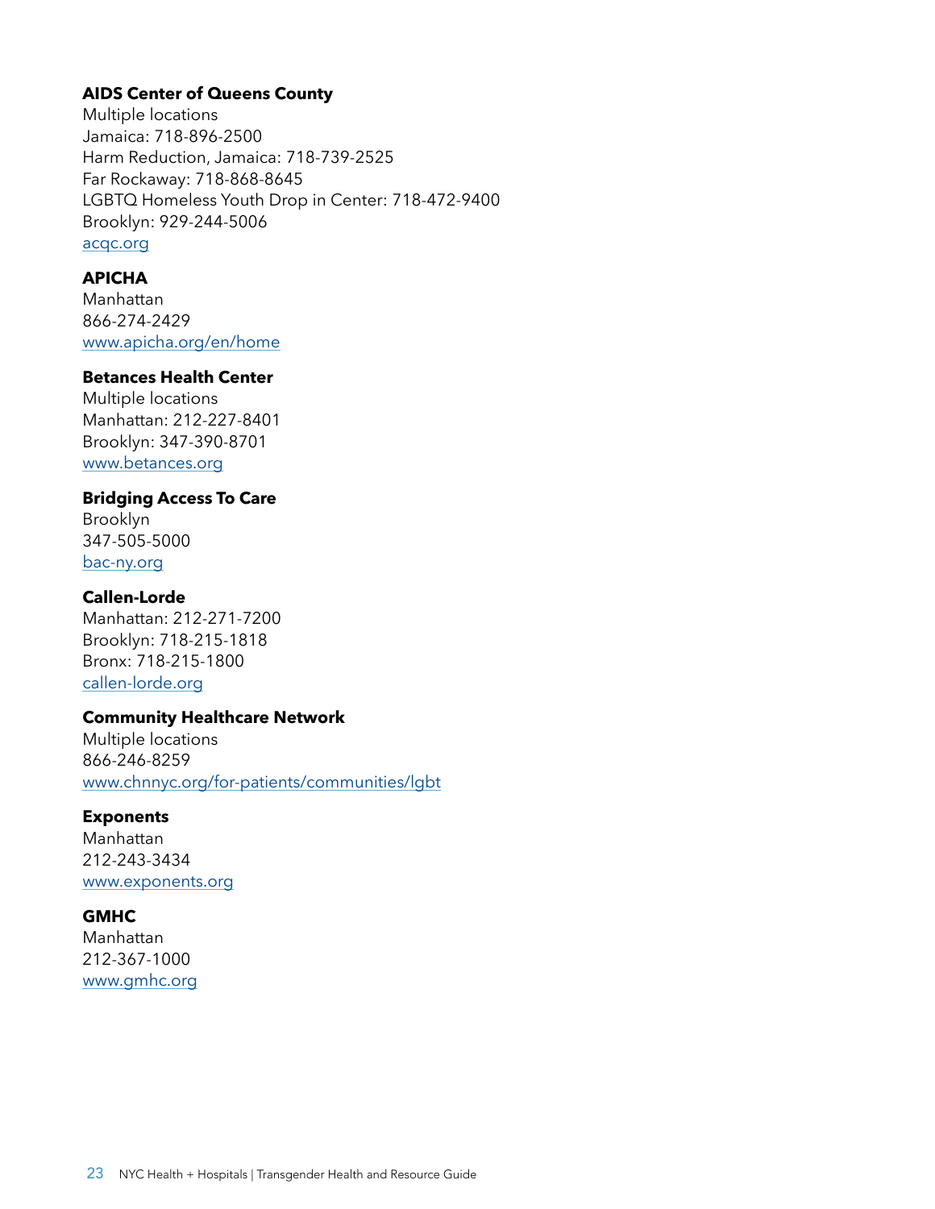**AIDS Center of Queens County**
Multiple locations
Jamaica: 718-896-2500
Harm Reduction, Jamaica: 718-739-2525
Far Rockaway: 718-868-8645
LGBTQ Homeless Youth Drop in Center: 718-472-9400
Brooklyn: 929-244-5006
acqc.org

**APICHA**
Manhattan
866-274-2429
www.apicha.org/en/home

**Betances Health Center**
Multiple locations
Manhattan: 212-227-8401
Brooklyn: 347-390-8701
www.betances.org

**Bridging Access To Care**
Brooklyn
347-505-5000
bac-ny.org

**Callen-Lorde**
Manhattan: 212-271-7200
Brooklyn: 718-215-1818
Bronx: 718-215-1800
callen-lorde.org

**Community Healthcare Network**
Multiple locations
866-246-8259
www.chnnyc.org/for-patients/communities/lgbt

**Exponents**
Manhattan
212-243-3434
www.exponents.org

**GMHC**
Manhattan
212-367-1000
www.gmhc.org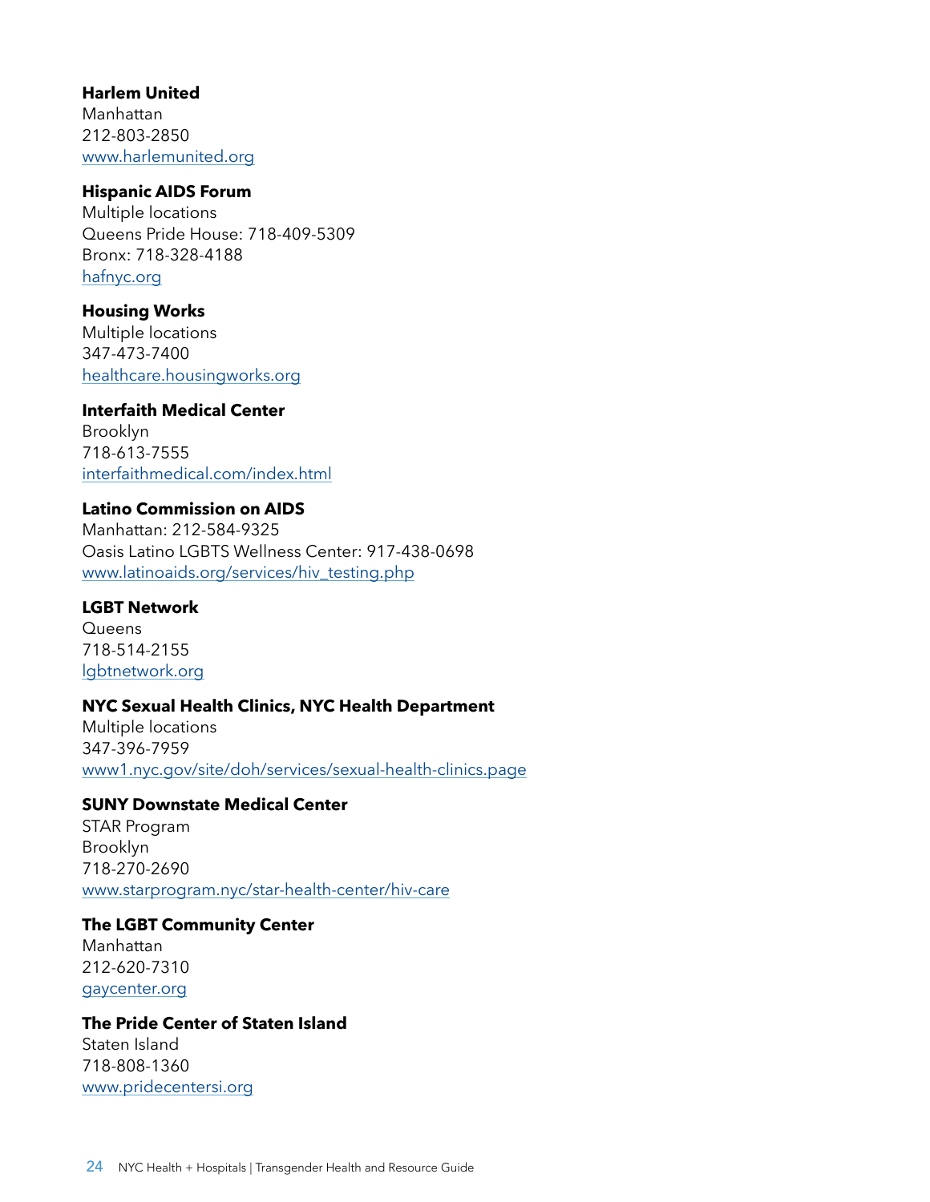**Harlem United**
Manhattan
212-803-2850
www.harlemunited.org

**Hispanic AIDS Forum**
Multiple locations
Queens Pride House: 718-409-5309
Bronx: 718-328-4188
hafnyc.org

**Housing Works**
Multiple locations
347-473-7400
healthcare.housingworks.org

**Interfaith Medical Center**
Brooklyn
718-613-7555
interfaithmedical.com/index.html

**Latino Commission on AIDS**
Manhattan: 212-584-9325
Oasis Latino LGBTS Wellness Center: 917-438-0698
www.latinoaids.org/services/hiv_testing.php

**LGBT Network**
Queens
718-514-2155
lgbtnetwork.org

**NYC Sexual Health Clinics, NYC Health Department**
Multiple locations
347-396-7959
www1.nyc.gov/site/doh/services/sexual-health-clinics.page

**SUNY Downstate Medical Center**
STAR Program
Brooklyn
718-270-2690
www.starprogram.nyc/star-health-center/hiv-care

**The LGBT Community Center**
Manhattan
212-620-7310
gaycenter.org

**The Pride Center of Staten Island**
Staten Island
718-808-1360
www.pridecentersi.org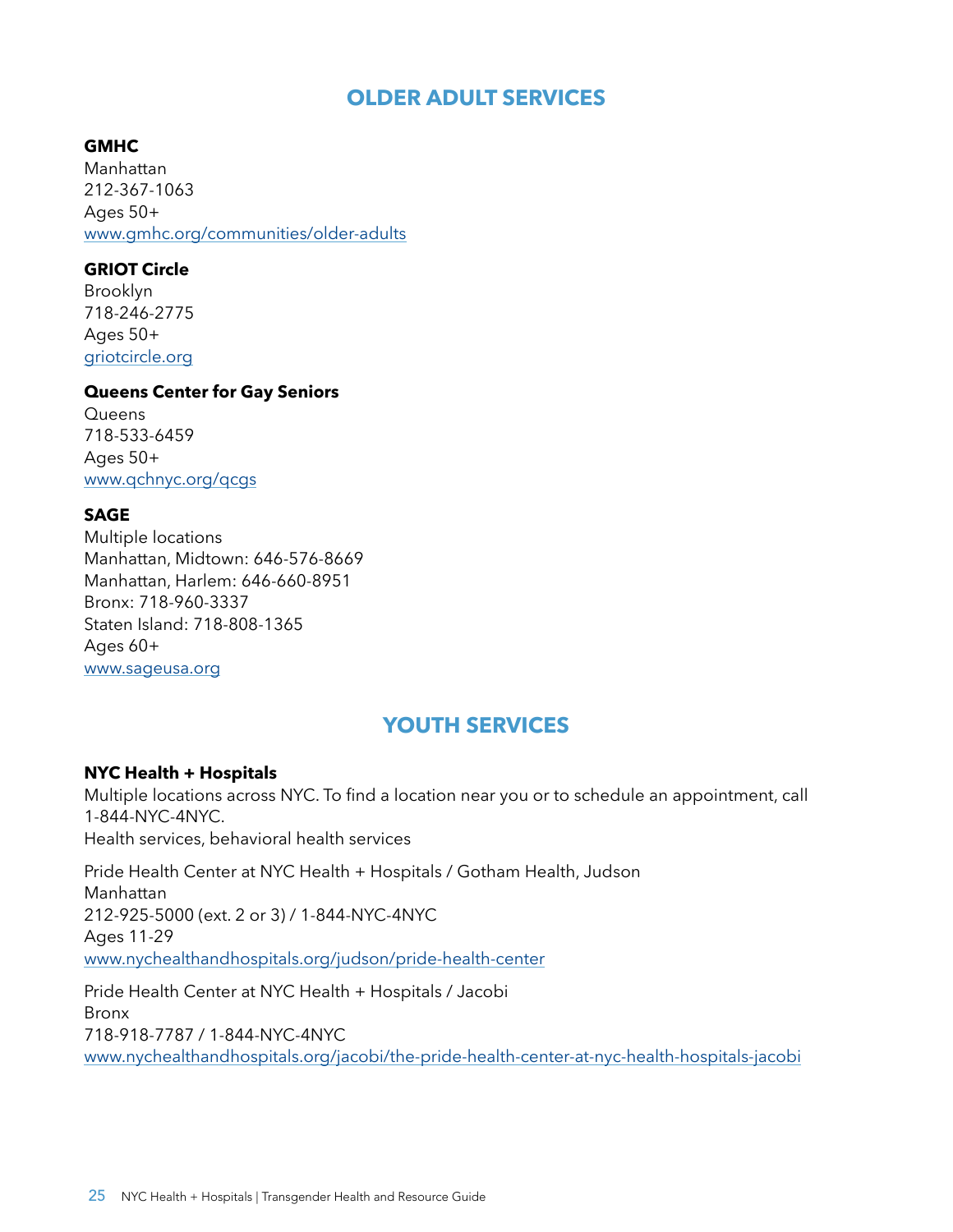## OLDER ADULT SERVICES

**GMHC**
Manhattan
212-367-1063
Ages 50+
www.gmhc.org/communities/older-adults

**GRIOT Circle**
Brooklyn
718-246-2775
Ages 50+
griotcircle.org

**Queens Center for Gay Seniors**
Queens
718-533-6459
Ages 50+
www.qchnyc.org/qcgs

**SAGE**
Multiple locations
Manhattan, Midtown: 646-576-8669
Manhattan, Harlem: 646-660-8951
Bronx: 718-960-3337
Staten Island: 718-808-1365
Ages 60+
www.sageusa.org

## YOUTH SERVICES

**NYC Health + Hospitals**
Multiple locations across NYC. To find a location near you or to schedule an appointment, call 1-844-NYC-4NYC.
Health services, behavioral health services

Pride Health Center at NYC Health + Hospitals / Gotham Health, Judson
Manhattan
212-925-5000 (ext. 2 or 3) / 1-844-NYC-4NYC
Ages 11-29
www.nychealthandhospitals.org/judson/pride-health-center

Pride Health Center at NYC Health + Hospitals / Jacobi
Bronx
718-918-7787 / 1-844-NYC-4NYC
www.nychealthandhospitals.org/jacobi/the-pride-health-center-at-nyc-health-hospitals-jacobi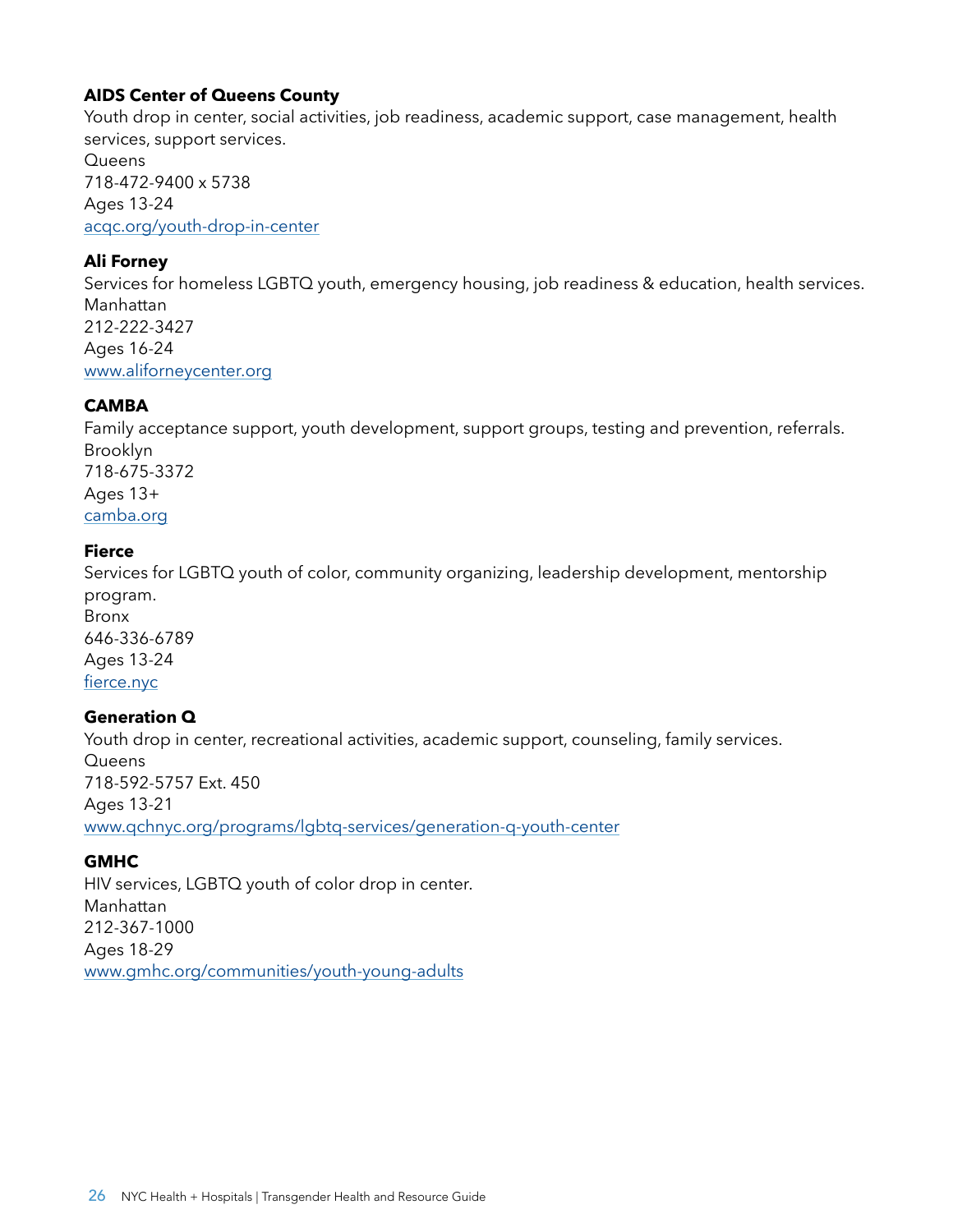**AIDS Center of Queens County**
Youth drop in center, social activities, job readiness, academic support, case management, health services, support services.
Queens
718-472-9400 x 5738
Ages 13-24
[acqc.org/youth-drop-in-center](acqc.org/youth-drop-in-center)

**Ali Forney**
Services for homeless LGBTQ youth, emergency housing, job readiness & education, health services.
Manhattan
212-222-3427
Ages 16-24
[www.aliforneycenter.org](www.aliforneycenter.org)

**CAMBA**
Family acceptance support, youth development, support groups, testing and prevention, referrals.
Brooklyn
718-675-3372
Ages 13+
[camba.org](camba.org)

**Fierce**
Services for LGBTQ youth of color, community organizing, leadership development, mentorship program.
Bronx
646-336-6789
Ages 13-24
[fierce.nyc](fierce.nyc)

**Generation Q**
Youth drop in center, recreational activities, academic support, counseling, family services.
Queens
718-592-5757 Ext. 450
Ages 13-21
[www.qchnyc.org/programs/lgbtq-services/generation-q-youth-center](www.qchnyc.org/programs/lgbtq-services/generation-q-youth-center)

**GMHC**
HIV services, LGBTQ youth of color drop in center.
Manhattan
212-367-1000
Ages 18-29
[www.gmhc.org/communities/youth-young-adults](www.gmhc.org/communities/youth-young-adults)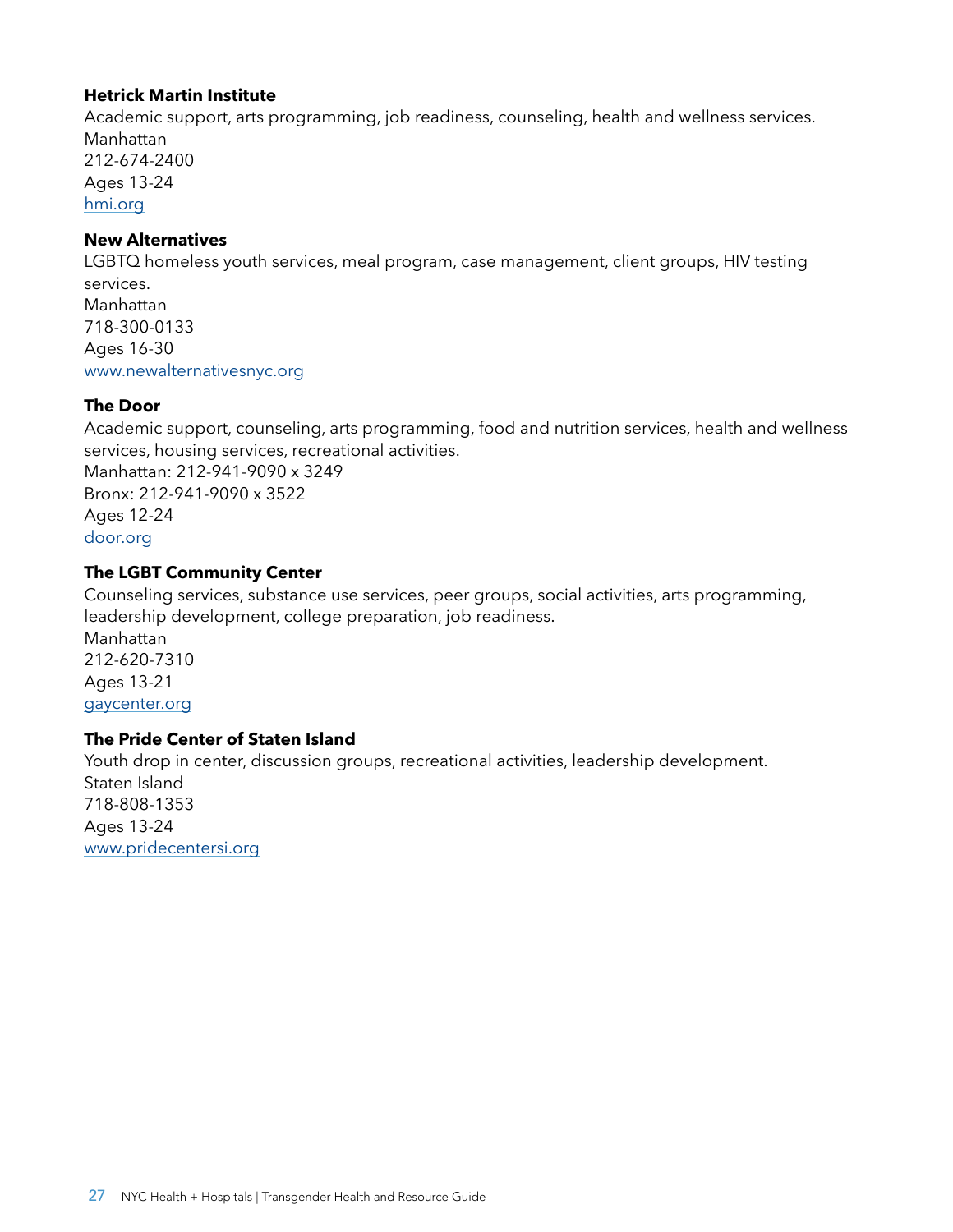**Hetrick Martin Institute**
Academic support, arts programming, job readiness, counseling, health and wellness services.
Manhattan
212-674-2400
Ages 13-24
[hmi.org](hmi.org)

**New Alternatives**
LGBTQ homeless youth services, meal program, case management, client groups, HIV testing services.
Manhattan
718-300-0133
Ages 16-30
[www.newalternativesnyc.org](www.newalternativesnyc.org)

**The Door**
Academic support, counseling, arts programming, food and nutrition services, health and wellness services, housing services, recreational activities.
Manhattan: 212-941-9090 x 3249
Bronx: 212-941-9090 x 3522
Ages 12-24
[door.org](door.org)

**The LGBT Community Center**
Counseling services, substance use services, peer groups, social activities, arts programming, leadership development, college preparation, job readiness.
Manhattan
212-620-7310
Ages 13-21
[gaycenter.org](gaycenter.org)

**The Pride Center of Staten Island**
Youth drop in center, discussion groups, recreational activities, leadership development.
Staten Island
718-808-1353
Ages 13-24
[www.pridecentersi.org](www.pridecentersi.org)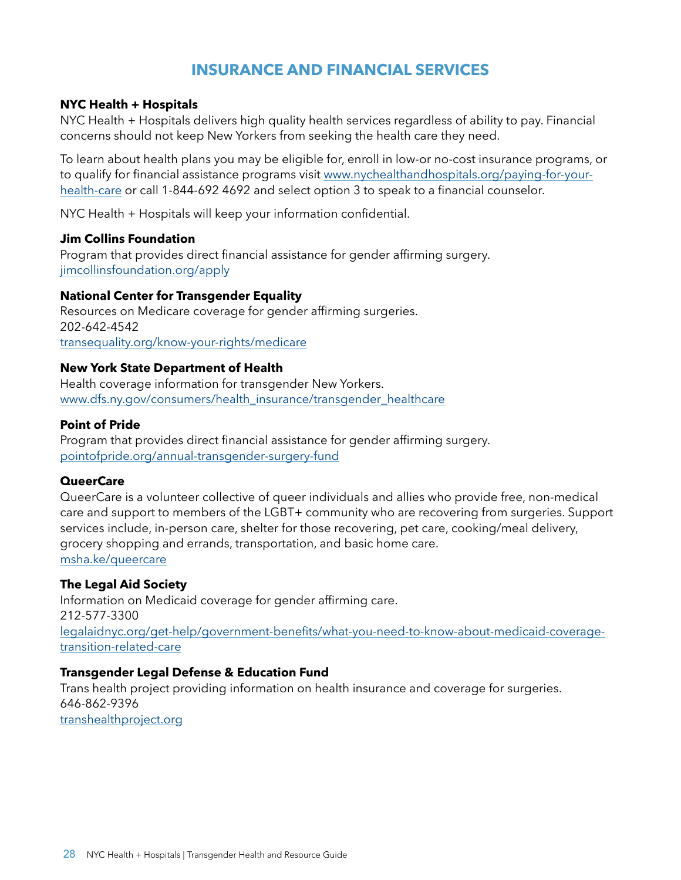# INSURANCE AND FINANCIAL SERVICES

**NYC Health + Hospitals**
NYC Health + Hospitals delivers high quality health services regardless of ability to pay. Financial concerns should not keep New Yorkers from seeking the health care they need.

To learn about health plans you may be eligible for, enroll in low-or no-cost insurance programs, or to qualify for financial assistance programs visit www.nychealthandhospitals.org/paying-for-your-health-care or call 1-844-692 4692 and select option 3 to speak to a financial counselor.

NYC Health + Hospitals will keep your information confidential.

**Jim Collins Foundation**
Program that provides direct financial assistance for gender affirming surgery.
jimcollinsfoundation.org/apply

**National Center for Transgender Equality**
Resources on Medicare coverage for gender affirming surgeries.
202-642-4542
transequality.org/know-your-rights/medicare

**New York State Department of Health**
Health coverage information for transgender New Yorkers.
www.dfs.ny.gov/consumers/health_insurance/transgender_healthcare

**Point of Pride**
Program that provides direct financial assistance for gender affirming surgery.
pointofpride.org/annual-transgender-surgery-fund

**QueerCare**
QueerCare is a volunteer collective of queer individuals and allies who provide free, non-medical care and support to members of the LGBT+ community who are recovering from surgeries. Support services include, in-person care, shelter for those recovering, pet care, cooking/meal delivery, grocery shopping and errands, transportation, and basic home care.
msha.ke/queercare

**The Legal Aid Society**
Information on Medicaid coverage for gender affirming care.
212-577-3300
legalaidnyc.org/get-help/government-benefits/what-you-need-to-know-about-medicaid-coverage-transition-related-care

**Transgender Legal Defense & Education Fund**
Trans health project providing information on health insurance and coverage for surgeries.
646-862-9396
transhealthproject.org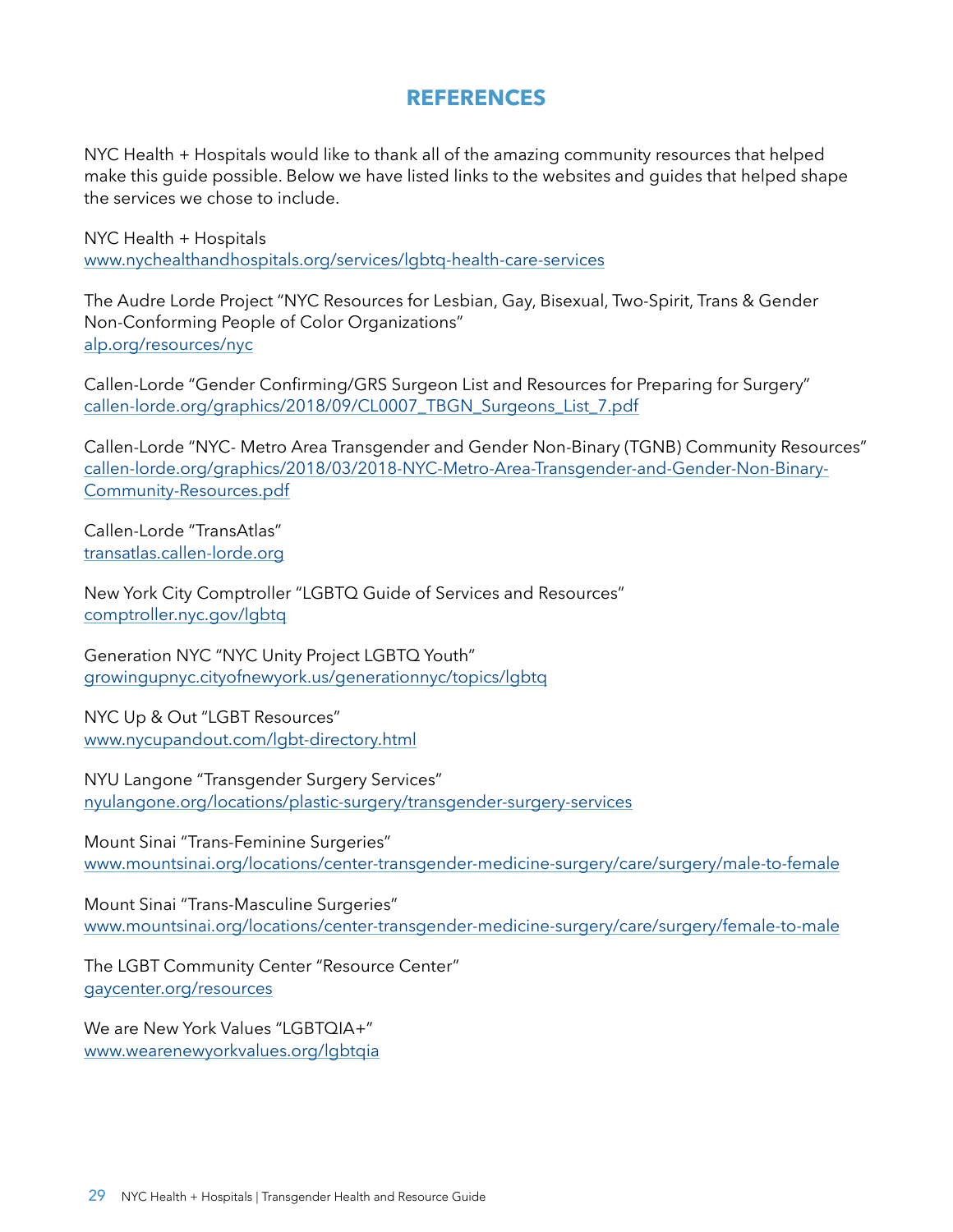# REFERENCES

NYC Health + Hospitals would like to thank all of the amazing community resources that helped make this guide possible. Below we have listed links to the websites and guides that helped shape the services we chose to include.

NYC Health + Hospitals
www.nychealthandhospitals.org/services/lgbtq-health-care-services

The Audre Lorde Project "NYC Resources for Lesbian, Gay, Bisexual, Two-Spirit, Trans & Gender Non-Conforming People of Color Organizations"
alp.org/resources/nyc

Callen-Lorde "Gender Confirming/GRS Surgeon List and Resources for Preparing for Surgery"
callen-lorde.org/graphics/2018/09/CL0007_TBGN_Surgeons_List_7.pdf

Callen-Lorde "NYC- Metro Area Transgender and Gender Non-Binary (TGNB) Community Resources"
callen-lorde.org/graphics/2018/03/2018-NYC-Metro-Area-Transgender-and-Gender-Non-Binary-Community-Resources.pdf

Callen-Lorde "TransAtlas"
transatlas.callen-lorde.org

New York City Comptroller "LGBTQ Guide of Services and Resources"
comptroller.nyc.gov/lgbtq

Generation NYC "NYC Unity Project LGBTQ Youth"
growingupnyc.cityofnewyork.us/generationnyc/topics/lgbtq

NYC Up & Out "LGBT Resources"
www.nycupandout.com/lgbt-directory.html

NYU Langone "Transgender Surgery Services"
nyulangone.org/locations/plastic-surgery/transgender-surgery-services

Mount Sinai "Trans-Feminine Surgeries"
www.mountsinai.org/locations/center-transgender-medicine-surgery/care/surgery/male-to-female

Mount Sinai "Trans-Masculine Surgeries"
www.mountsinai.org/locations/center-transgender-medicine-surgery/care/surgery/female-to-male

The LGBT Community Center "Resource Center"
gaycenter.org/resources

We are New York Values "LGBTQIA+"
www.wearenewyorkvalues.org/lgbtqia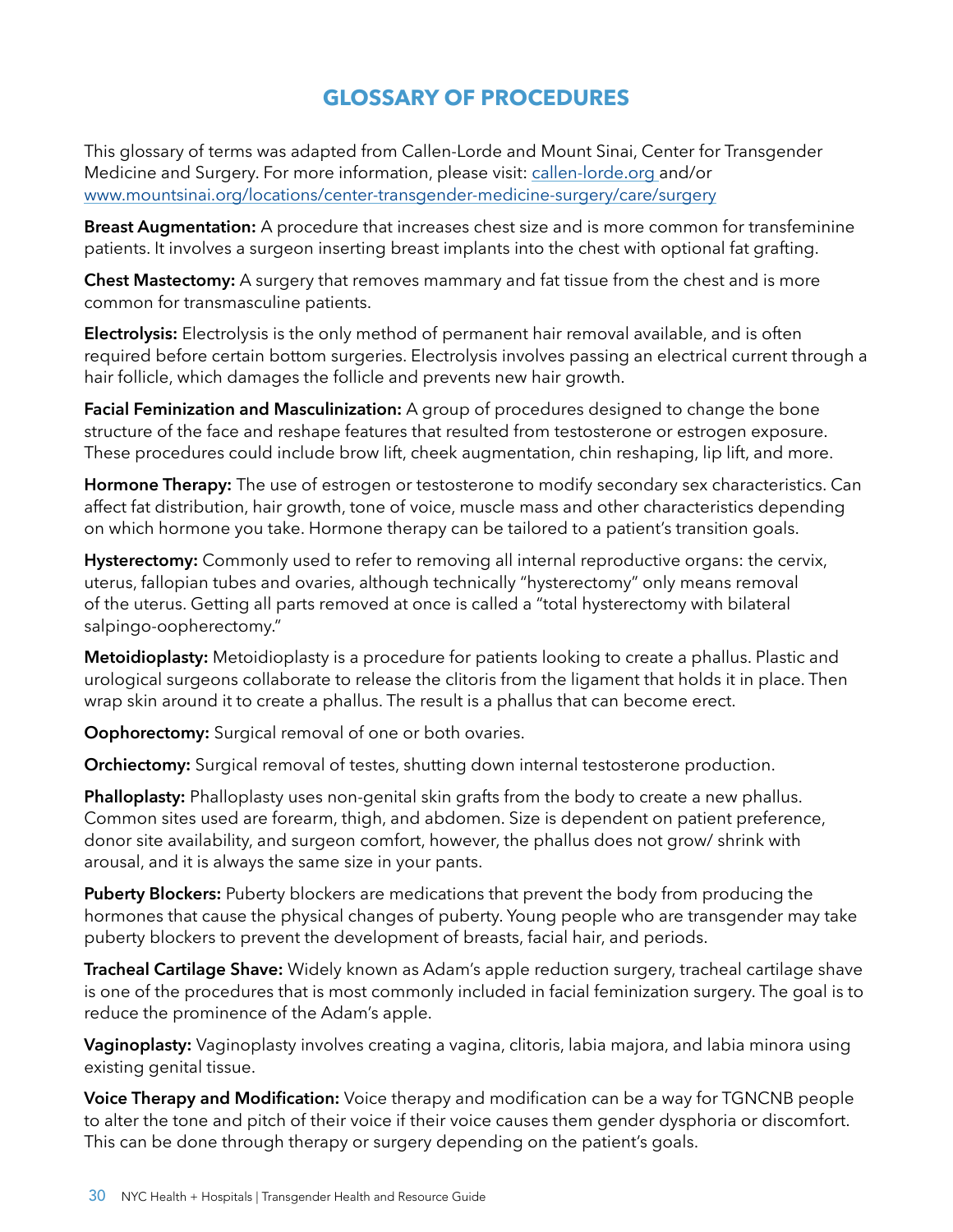# GLOSSARY OF PROCEDURES

This glossary of terms was adapted from Callen-Lorde and Mount Sinai, Center for Transgender Medicine and Surgery. For more information, please visit: [callen-lorde.org](callen-lorde.org) and/or [www.mountsinai.org/locations/center-transgender-medicine-surgery/care/surgery](www.mountsinai.org/locations/center-transgender-medicine-surgery/care/surgery)

**Breast Augmentation:** A procedure that increases chest size and is more common for transfeminine patients. It involves a surgeon inserting breast implants into the chest with optional fat grafting.

**Chest Mastectomy:** A surgery that removes mammary and fat tissue from the chest and is more common for transmasculine patients.

**Electrolysis:** Electrolysis is the only method of permanent hair removal available, and is often required before certain bottom surgeries. Electrolysis involves passing an electrical current through a hair follicle, which damages the follicle and prevents new hair growth.

**Facial Feminization and Masculinization:** A group of procedures designed to change the bone structure of the face and reshape features that resulted from testosterone or estrogen exposure. These procedures could include brow lift, cheek augmentation, chin reshaping, lip lift, and more.

**Hormone Therapy:** The use of estrogen or testosterone to modify secondary sex characteristics. Can affect fat distribution, hair growth, tone of voice, muscle mass and other characteristics depending on which hormone you take. Hormone therapy can be tailored to a patient's transition goals.

**Hysterectomy:** Commonly used to refer to removing all internal reproductive organs: the cervix, uterus, fallopian tubes and ovaries, although technically "hysterectomy" only means removal of the uterus. Getting all parts removed at once is called a "total hysterectomy with bilateral salpingo-oopherectomy."

**Metoidioplasty:** Metoidioplasty is a procedure for patients looking to create a phallus. Plastic and urological surgeons collaborate to release the clitoris from the ligament that holds it in place. Then wrap skin around it to create a phallus. The result is a phallus that can become erect.

**Oophorectomy:** Surgical removal of one or both ovaries.

**Orchiectomy:** Surgical removal of testes, shutting down internal testosterone production.

**Phalloplasty:** Phalloplasty uses non-genital skin grafts from the body to create a new phallus. Common sites used are forearm, thigh, and abdomen. Size is dependent on patient preference, donor site availability, and surgeon comfort, however, the phallus does not grow/ shrink with arousal, and it is always the same size in your pants.

**Puberty Blockers:** Puberty blockers are medications that prevent the body from producing the hormones that cause the physical changes of puberty. Young people who are transgender may take puberty blockers to prevent the development of breasts, facial hair, and periods.

**Tracheal Cartilage Shave:** Widely known as Adam's apple reduction surgery, tracheal cartilage shave is one of the procedures that is most commonly included in facial feminization surgery. The goal is to reduce the prominence of the Adam's apple.

**Vaginoplasty:** Vaginoplasty involves creating a vagina, clitoris, labia majora, and labia minora using existing genital tissue.

**Voice Therapy and Modification:** Voice therapy and modification can be a way for TGNCNB people to alter the tone and pitch of their voice if their voice causes them gender dysphoria or discomfort. This can be done through therapy or surgery depending on the patient's goals.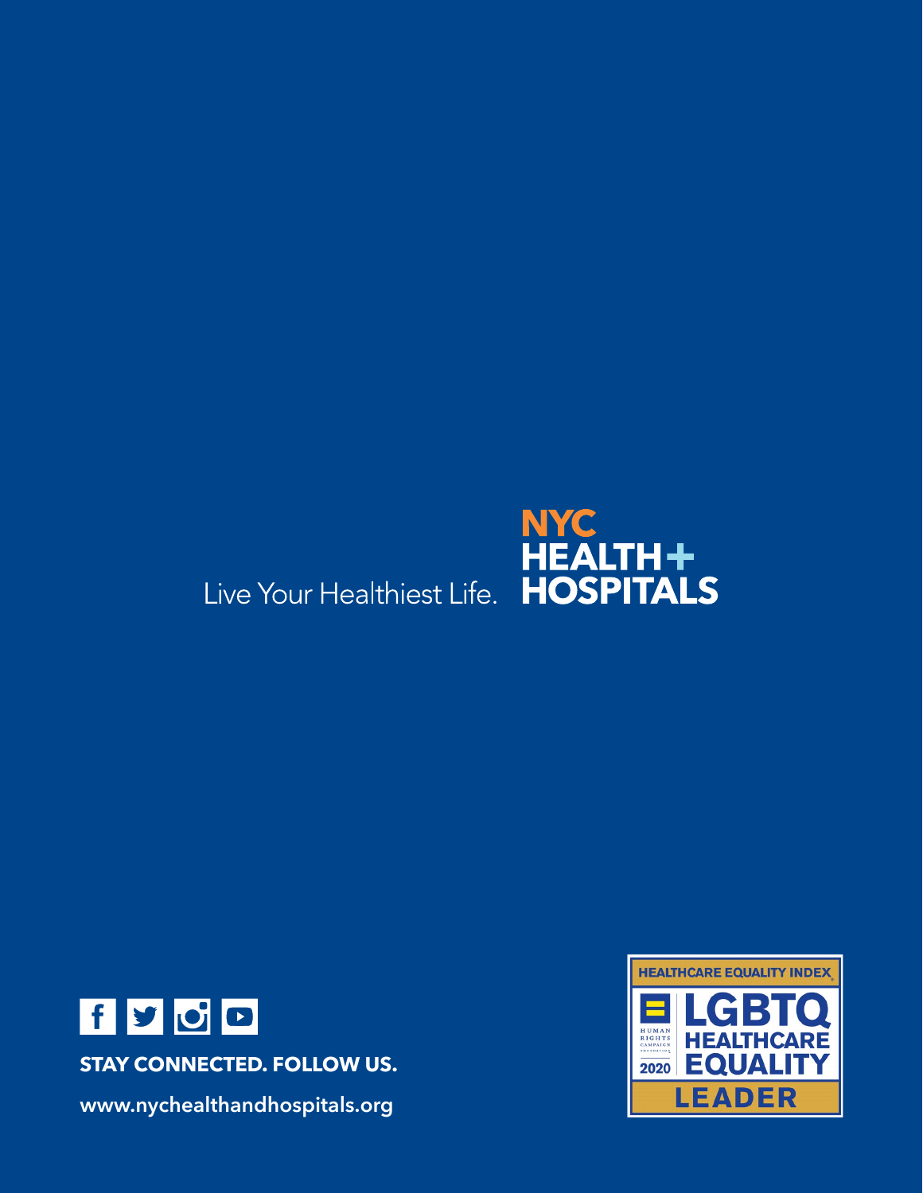Live Your Healthiest Life.

NYC HEALTH+ HOSPITALS

STAY CONNECTED. FOLLOW US.

www.nychealthandhospitals.org

HEALTHCARE EQUALITY INDEX

HUMAN RIGHTS CAMPAIGN FOUNDATION

2020

LGBTQ HEALTHCARE EQUALITY

LEADER